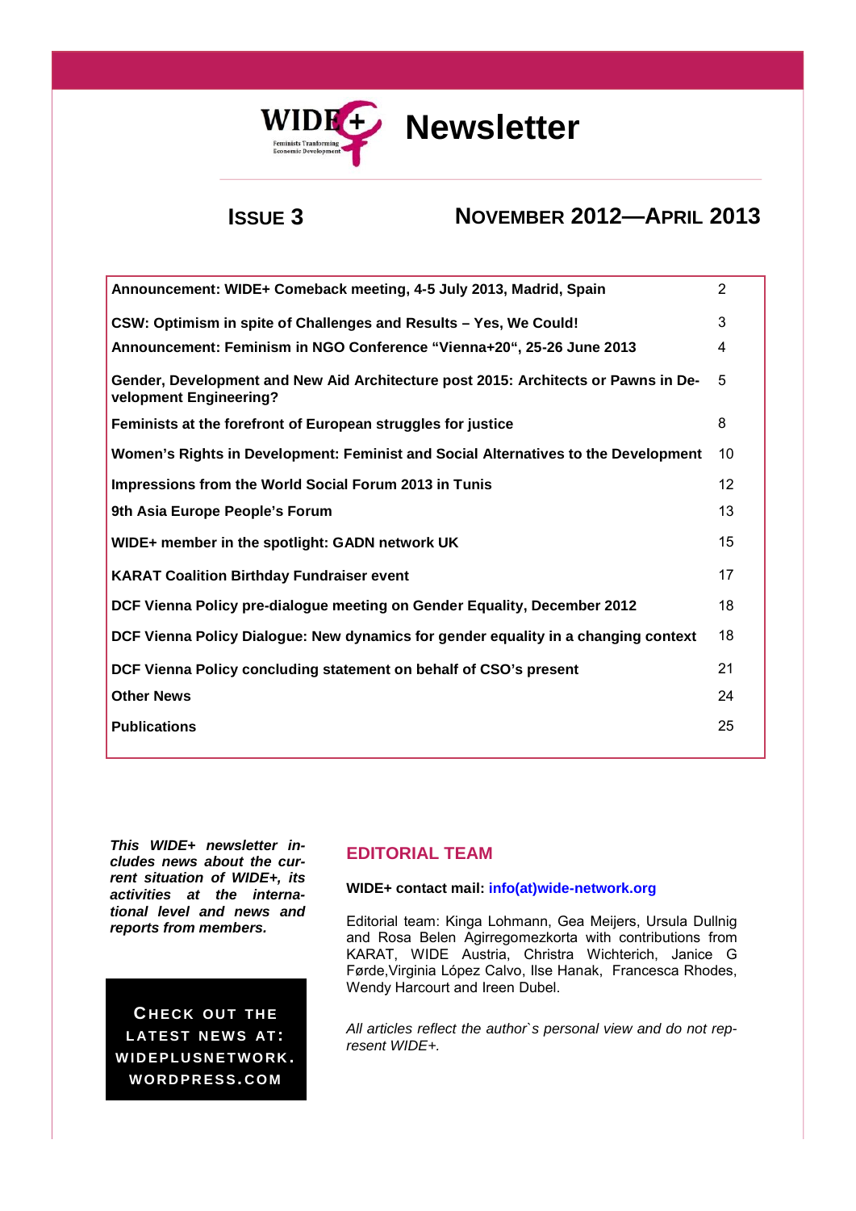WIDE+ Feminists Tranforming Economic Development

# Newsletter

## Issue 3 — November 2012—April 2013

| | |
|---|---|
| Announcement: WIDE+ Comeback meeting, 4-5 July 2013, Madrid, Spain | 2 |
| CSW: Optimism in spite of Challenges and Results – Yes, We Could! | 3 |
| Announcement: Feminism in NGO Conference "Vienna+20", 25-26 June 2013 | 4 |
| Gender, Development and New Aid Architecture post 2015: Architects or Pawns in Development Engineering? | 5 |
| Feminists at the forefront of European struggles for justice | 8 |
| Women's Rights in Development: Feminist and Social Alternatives to the Development | 10 |
| Impressions from the World Social Forum 2013 in Tunis | 12 |
| 9th Asia Europe People's Forum | 13 |
| WIDE+ member in the spotlight: GADN network UK | 15 |
| KARAT Coalition Birthday Fundraiser event | 17 |
| DCF Vienna Policy pre-dialogue meeting on Gender Equality, December 2012 | 18 |
| DCF Vienna Policy Dialogue: New dynamics for gender equality in a changing context | 18 |
| DCF Vienna Policy concluding statement on behalf of CSO's present | 21 |
| Other News | 24 |
| Publications | 25 |

***This WIDE+ newsletter includes news about the current situation of WIDE+, its activities at the international level and news and reports from members.***

**CHECK OUT THE LATEST NEWS AT: WIDEPLUSNETWORK.WORDPRESS.COM**

## EDITORIAL TEAM

**WIDE+ contact mail: info(at)wide-network.org**

Editorial team: Kinga Lohmann, Gea Meijers, Ursula Dullnig and Rosa Belen Agirregomezkorta with contributions from KARAT, WIDE Austria, Christra Wichterich, Janice G Førde, Virginia López Calvo, Ilse Hanak, Francesca Rhodes, Wendy Harcourt and Ireen Dubel.

*All articles reflect the author`s personal view and do not represent WIDE+.*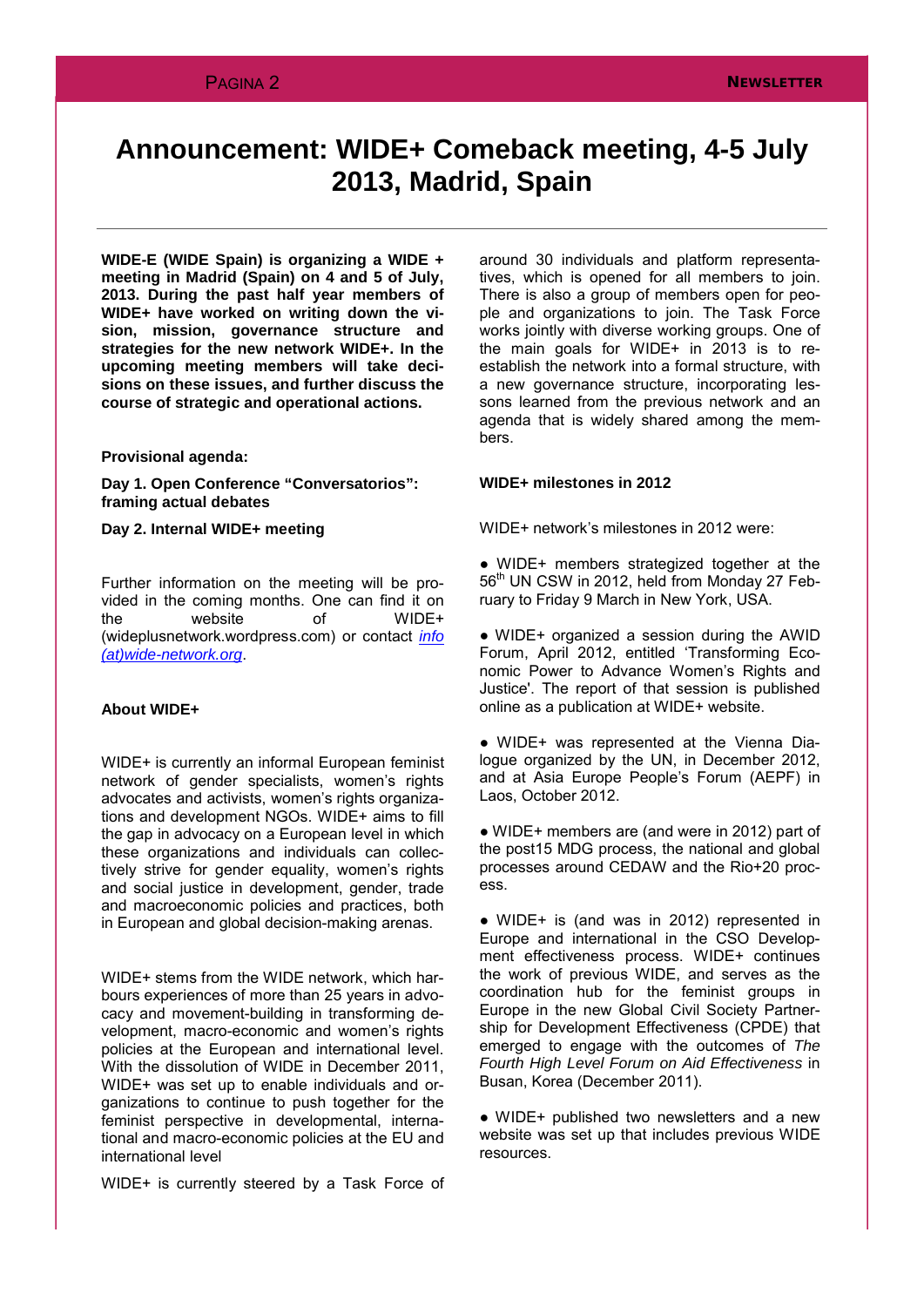# Announcement: WIDE+ Comeback meeting, 4-5 July 2013, Madrid, Spain

**WIDE-E (WIDE Spain) is organizing a WIDE + meeting in Madrid (Spain) on 4 and 5 of July, 2013. During the past half year members of WIDE+ have worked on writing down the vision, mission, governance structure and strategies for the new network WIDE+. In the upcoming meeting members will take decisions on these issues, and further discuss the course of strategic and operational actions.**

**Provisional agenda:**

**Day 1. Open Conference "Conversatorios": framing actual debates**

**Day 2. Internal WIDE+ meeting**

Further information on the meeting will be provided in the coming months. One can find it on the website of WIDE+ (wideplusnetwork.wordpress.com) or contact *info (at)wide-network.org*.

**About WIDE+**

WIDE+ is currently an informal European feminist network of gender specialists, women's rights advocates and activists, women's rights organizations and development NGOs. WIDE+ aims to fill the gap in advocacy on a European level in which these organizations and individuals can collectively strive for gender equality, women's rights and social justice in development, gender, trade and macroeconomic policies and practices, both in European and global decision-making arenas.

WIDE+ stems from the WIDE network, which harbours experiences of more than 25 years in advocacy and movement-building in transforming development, macro-economic and women's rights policies at the European and international level. With the dissolution of WIDE in December 2011, WIDE+ was set up to enable individuals and organizations to continue to push together for the feminist perspective in developmental, international and macro-economic policies at the EU and international level

WIDE+ is currently steered by a Task Force of around 30 individuals and platform representatives, which is opened for all members to join. There is also a group of members open for people and organizations to join. The Task Force works jointly with diverse working groups. One of the main goals for WIDE+ in 2013 is to re-establish the network into a formal structure, with a new governance structure, incorporating lessons learned from the previous network and an agenda that is widely shared among the members.

**WIDE+ milestones in 2012**

WIDE+ network's milestones in 2012 were:

- WIDE+ members strategized together at the 56th UN CSW in 2012, held from Monday 27 February to Friday 9 March in New York, USA.
- WIDE+ organized a session during the AWID Forum, April 2012, entitled 'Transforming Economic Power to Advance Women's Rights and Justice'. The report of that session is published online as a publication at WIDE+ website.
- WIDE+ was represented at the Vienna Dialogue organized by the UN, in December 2012, and at Asia Europe People's Forum (AEPF) in Laos, October 2012.
- WIDE+ members are (and were in 2012) part of the post15 MDG process, the national and global processes around CEDAW and the Rio+20 process.
- WIDE+ is (and was in 2012) represented in Europe and international in the CSO Development effectiveness process. WIDE+ continues the work of previous WIDE, and serves as the coordination hub for the feminist groups in Europe in the new Global Civil Society Partnership for Development Effectiveness (CPDE) that emerged to engage with the outcomes of *The Fourth High Level Forum on Aid Effectiveness* in Busan, Korea (December 2011).
- WIDE+ published two newsletters and a new website was set up that includes previous WIDE resources.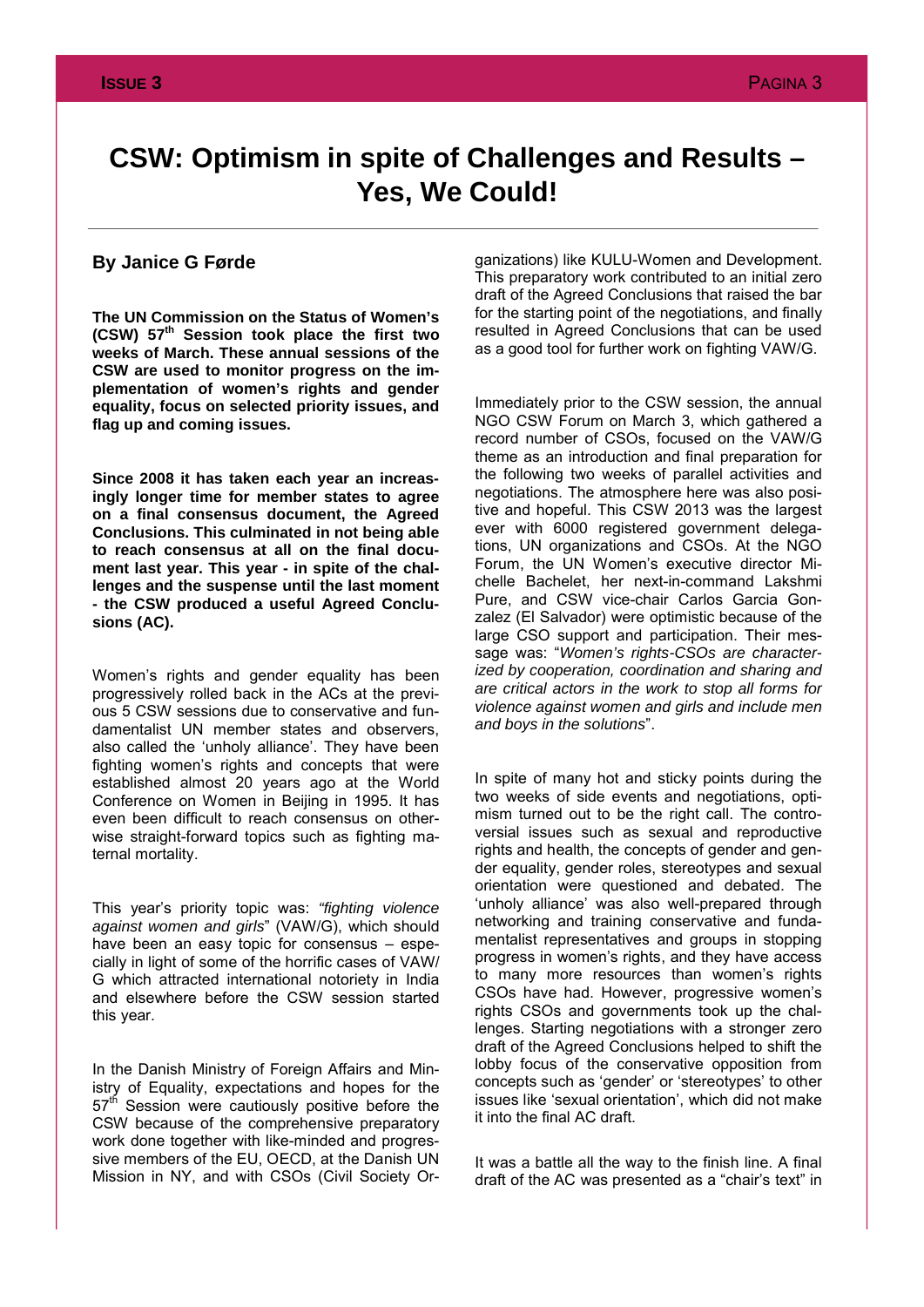# CSW: Optimism in spite of Challenges and Results – Yes, We Could!

### By Janice G Førde

**The UN Commission on the Status of Women's (CSW) 57th Session took place the first two weeks of March. These annual sessions of the CSW are used to monitor progress on the implementation of women's rights and gender equality, focus on selected priority issues, and flag up and coming issues.**

**Since 2008 it has taken each year an increasingly longer time for member states to agree on a final consensus document, the Agreed Conclusions. This culminated in not being able to reach consensus at all on the final document last year. This year - in spite of the challenges and the suspense until the last moment - the CSW produced a useful Agreed Conclusions (AC).**

Women's rights and gender equality has been progressively rolled back in the ACs at the previous 5 CSW sessions due to conservative and fundamentalist UN member states and observers, also called the 'unholy alliance'. They have been fighting women's rights and concepts that were established almost 20 years ago at the World Conference on Women in Beijing in 1995. It has even been difficult to reach consensus on otherwise straight-forward topics such as fighting maternal mortality.

This year's priority topic was: *"fighting violence against women and girls*" (VAW/G), which should have been an easy topic for consensus – especially in light of some of the horrific cases of VAW/G which attracted international notoriety in India and elsewhere before the CSW session started this year.

In the Danish Ministry of Foreign Affairs and Ministry of Equality, expectations and hopes for the 57th Session were cautiously positive before the CSW because of the comprehensive preparatory work done together with like-minded and progressive members of the EU, OECD, at the Danish UN Mission in NY, and with CSOs (Civil Society Organizations) like KULU-Women and Development. This preparatory work contributed to an initial zero draft of the Agreed Conclusions that raised the bar for the starting point of the negotiations, and finally resulted in Agreed Conclusions that can be used as a good tool for further work on fighting VAW/G.

Immediately prior to the CSW session, the annual NGO CSW Forum on March 3, which gathered a record number of CSOs, focused on the VAW/G theme as an introduction and final preparation for the following two weeks of parallel activities and negotiations. The atmosphere here was also positive and hopeful. This CSW 2013 was the largest ever with 6000 registered government delegations, UN organizations and CSOs. At the NGO Forum, the UN Women's executive director Michelle Bachelet, her next-in-command Lakshmi Pure, and CSW vice-chair Carlos Garcia Gonzalez (El Salvador) were optimistic because of the large CSO support and participation. Their message was: "*Women's rights-CSOs are characterized by cooperation, coordination and sharing and are critical actors in the work to stop all forms for violence against women and girls and include men and boys in the solutions*".

In spite of many hot and sticky points during the two weeks of side events and negotiations, optimism turned out to be the right call. The controversial issues such as sexual and reproductive rights and health, the concepts of gender and gender equality, gender roles, stereotypes and sexual orientation were questioned and debated. The 'unholy alliance' was also well-prepared through networking and training conservative and fundamentalist representatives and groups in stopping progress in women's rights, and they have access to many more resources than women's rights CSOs have had. However, progressive women's rights CSOs and governments took up the challenges. Starting negotiations with a stronger zero draft of the Agreed Conclusions helped to shift the lobby focus of the conservative opposition from concepts such as 'gender' or 'stereotypes' to other issues like 'sexual orientation', which did not make it into the final AC draft.

It was a battle all the way to the finish line. A final draft of the AC was presented as a "chair's text" in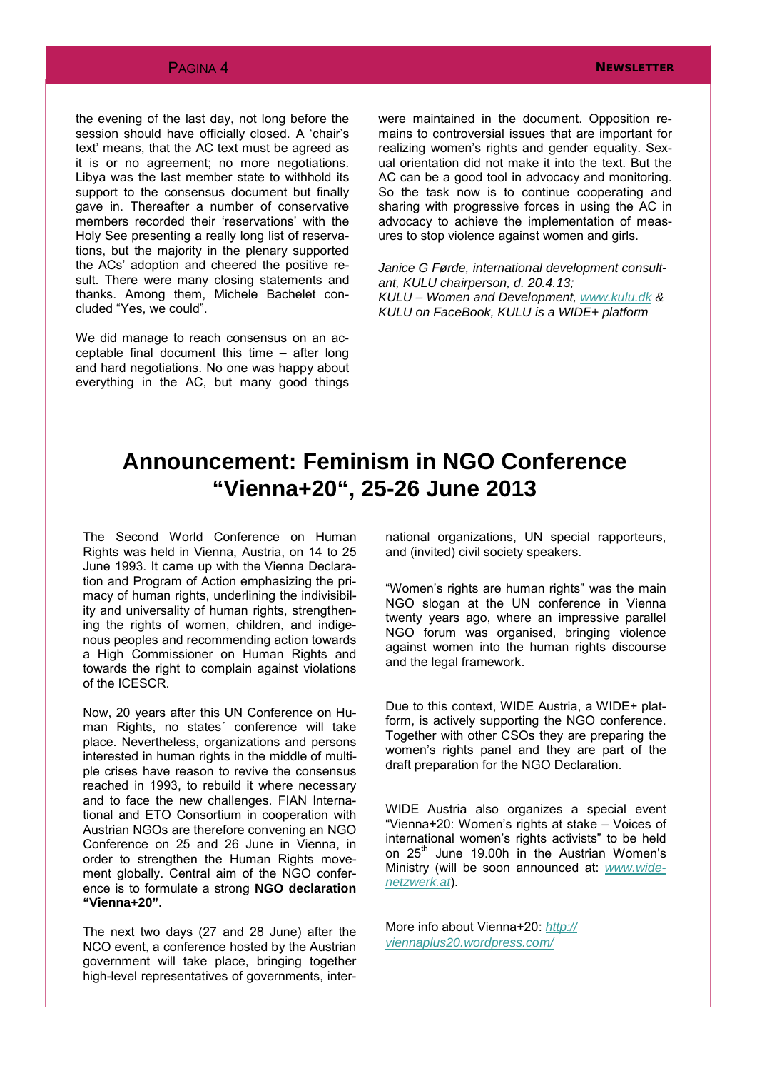the evening of the last day, not long before the session should have officially closed. A 'chair's text' means, that the AC text must be agreed as it is or no agreement; no more negotiations. Libya was the last member state to withhold its support to the consensus document but finally gave in. Thereafter a number of conservative members recorded their 'reservations' with the Holy See presenting a really long list of reservations, but the majority in the plenary supported the ACs' adoption and cheered the positive result. There were many closing statements and thanks. Among them, Michele Bachelet concluded "Yes, we could".

We did manage to reach consensus on an acceptable final document this time – after long and hard negotiations. No one was happy about everything in the AC, but many good things were maintained in the document. Opposition remains to controversial issues that are important for realizing women's rights and gender equality. Sexual orientation did not make it into the text. But the AC can be a good tool in advocacy and monitoring. So the task now is to continue cooperating and sharing with progressive forces in using the AC in advocacy to achieve the implementation of measures to stop violence against women and girls.

*Janice G Førde, international development consultant, KULU chairperson, d. 20.4.13;*
*KULU – Women and Development, www.kulu.dk & KULU on FaceBook, KULU is a WIDE+ platform*

---

# Announcement: Feminism in NGO Conference "Vienna+20", 25-26 June 2013

The Second World Conference on Human Rights was held in Vienna, Austria, on 14 to 25 June 1993. It came up with the Vienna Declaration and Program of Action emphasizing the primacy of human rights, underlining the indivisibility and universality of human rights, strengthening the rights of women, children, and indigenous peoples and recommending action towards a High Commissioner on Human Rights and towards the right to complain against violations of the ICESCR.

Now, 20 years after this UN Conference on Human Rights, no states´ conference will take place. Nevertheless, organizations and persons interested in human rights in the middle of multiple crises have reason to revive the consensus reached in 1993, to rebuild it where necessary and to face the new challenges. FIAN International and ETO Consortium in cooperation with Austrian NGOs are therefore convening an NGO Conference on 25 and 26 June in Vienna, in order to strengthen the Human Rights movement globally. Central aim of the NGO conference is to formulate a strong **NGO declaration "Vienna+20".**

The next two days (27 and 28 June) after the NCO event, a conference hosted by the Austrian government will take place, bringing together high-level representatives of governments, international organizations, UN special rapporteurs, and (invited) civil society speakers.

"Women's rights are human rights" was the main NGO slogan at the UN conference in Vienna twenty years ago, where an impressive parallel NGO forum was organised, bringing violence against women into the human rights discourse and the legal framework.

Due to this context, WIDE Austria, a WIDE+ platform, is actively supporting the NGO conference. Together with other CSOs they are preparing the women's rights panel and they are part of the draft preparation for the NGO Declaration.

WIDE Austria also organizes a special event "Vienna+20: Women's rights at stake – Voices of international women's rights activists" to be held on 25th June 19.00h in the Austrian Women's Ministry (will be soon announced at: *www.wide-netzwerk.at*).

More info about Vienna+20: *http://viennaplus20.wordpress.com/*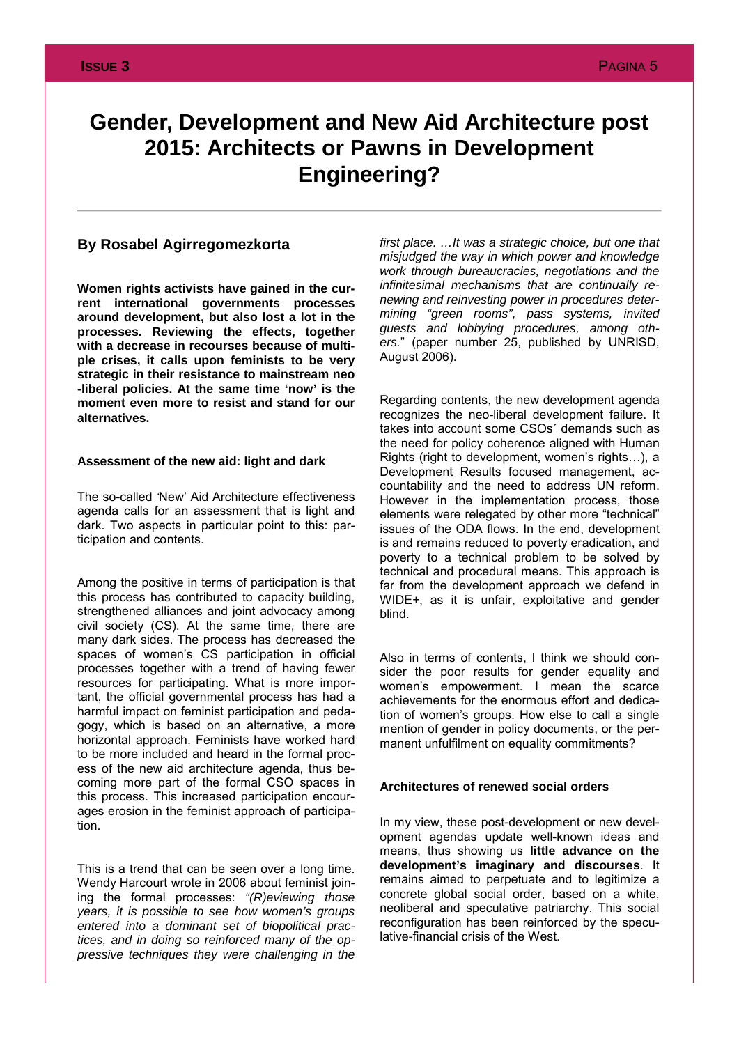# Gender, Development and New Aid Architecture post 2015: Architects or Pawns in Development Engineering?

## By Rosabel Agirregomezkorta

**Women rights activists have gained in the current international governments processes around development, but also lost a lot in the processes. Reviewing the effects, together with a decrease in recourses because of multiple crises, it calls upon feminists to be very strategic in their resistance to mainstream neo-liberal policies. At the same time 'now' is the moment even more to resist and stand for our alternatives.**

### Assessment of the new aid: light and dark

The so-called 'New' Aid Architecture effectiveness agenda calls for an assessment that is light and dark. Two aspects in particular point to this: participation and contents.

Among the positive in terms of participation is that this process has contributed to capacity building, strengthened alliances and joint advocacy among civil society (CS). At the same time, there are many dark sides. The process has decreased the spaces of women's CS participation in official processes together with a trend of having fewer resources for participating. What is more important, the official governmental process has had a harmful impact on feminist participation and pedagogy, which is based on an alternative, a more horizontal approach. Feminists have worked hard to be more included and heard in the formal process of the new aid architecture agenda, thus becoming more part of the formal CSO spaces in this process. This increased participation encourages erosion in the feminist approach of participation.

This is a trend that can be seen over a long time. Wendy Harcourt wrote in 2006 about feminist joining the formal processes: *"(R)eviewing those years, it is possible to see how women's groups entered into a dominant set of biopolitical practices, and in doing so reinforced many of the oppressive techniques they were challenging in the first place. …It was a strategic choice, but one that misjudged the way in which power and knowledge work through bureaucracies, negotiations and the infinitesimal mechanisms that are continually renewing and reinvesting power in procedures determining "green rooms", pass systems, invited guests and lobbying procedures, among others.*" (paper number 25, published by UNRISD, August 2006).

Regarding contents, the new development agenda recognizes the neo-liberal development failure. It takes into account some CSOs´ demands such as the need for policy coherence aligned with Human Rights (right to development, women's rights…), a Development Results focused management, accountability and the need to address UN reform. However in the implementation process, those elements were relegated by other more "technical" issues of the ODA flows. In the end, development is and remains reduced to poverty eradication, and poverty to a technical problem to be solved by technical and procedural means. This approach is far from the development approach we defend in WIDE+, as it is unfair, exploitative and gender blind.

Also in terms of contents, I think we should consider the poor results for gender equality and women's empowerment. I mean the scarce achievements for the enormous effort and dedication of women's groups. How else to call a single mention of gender in policy documents, or the permanent unfulfilment on equality commitments?

### Architectures of renewed social orders

In my view, these post-development or new development agendas update well-known ideas and means, thus showing us **little advance on the development's imaginary and discourses**. It remains aimed to perpetuate and to legitimize a concrete global social order, based on a white, neoliberal and speculative patriarchy. This social reconfiguration has been reinforced by the speculative-financial crisis of the West.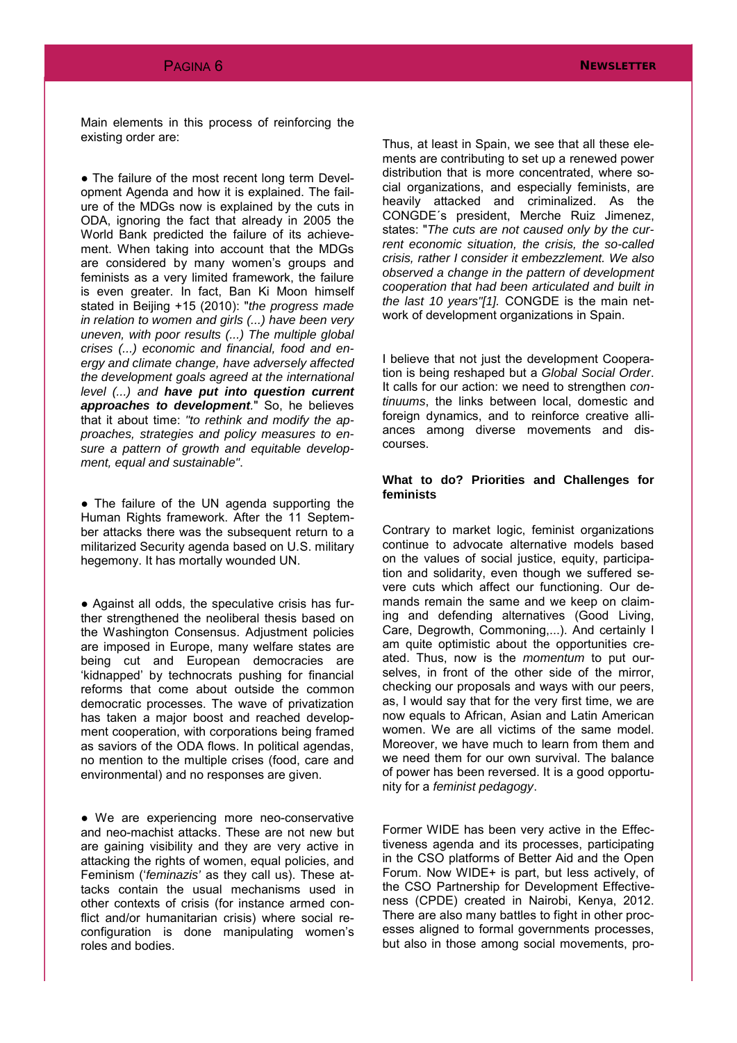Main elements in this process of reinforcing the existing order are:

● The failure of the most recent long term Development Agenda and how it is explained. The failure of the MDGs now is explained by the cuts in ODA, ignoring the fact that already in 2005 the World Bank predicted the failure of its achievement. When taking into account that the MDGs are considered by many women's groups and feminists as a very limited framework, the failure is even greater. In fact, Ban Ki Moon himself stated in Beijing +15 (2010): "*the progress made in relation to women and girls (...) have been very uneven, with poor results (...) The multiple global crises (...) economic and financial, food and energy and climate change, have adversely affected the development goals agreed at the international level (...) and **have put into question current approaches to development***." So, he believes that it about time: *"to rethink and modify the approaches, strategies and policy measures to ensure a pattern of growth and equitable development, equal and sustainable"*.

● The failure of the UN agenda supporting the Human Rights framework. After the 11 September attacks there was the subsequent return to a militarized Security agenda based on U.S. military hegemony. It has mortally wounded UN.

● Against all odds, the speculative crisis has further strengthened the neoliberal thesis based on the Washington Consensus. Adjustment policies are imposed in Europe, many welfare states are being cut and European democracies are 'kidnapped' by technocrats pushing for financial reforms that come about outside the common democratic processes. The wave of privatization has taken a major boost and reached development cooperation, with corporations being framed as saviors of the ODA flows. In political agendas, no mention to the multiple crises (food, care and environmental) and no responses are given.

● We are experiencing more neo-conservative and neo-machist attacks. These are not new but are gaining visibility and they are very active in attacking the rights of women, equal policies, and Feminism ('*feminazis'* as they call us). These attacks contain the usual mechanisms used in other contexts of crisis (for instance armed conflict and/or humanitarian crisis) where social reconfiguration is done manipulating women's roles and bodies.

Thus, at least in Spain, we see that all these elements are contributing to set up a renewed power distribution that is more concentrated, where social organizations, and especially feminists, are heavily attacked and criminalized. As the CONGDE´s president, Merche Ruiz Jimenez, states: "*The cuts are not caused only by the current economic situation, the crisis, the so-called crisis, rather I consider it embezzlement. We also observed a change in the pattern of development cooperation that had been articulated and built in the last 10 years"[1].* CONGDE is the main network of development organizations in Spain.

I believe that not just the development Cooperation is being reshaped but a *Global Social Order*. It calls for our action: we need to strengthen *continuums*, the links between local, domestic and foreign dynamics, and to reinforce creative alliances among diverse movements and discourses.

**What to do? Priorities and Challenges for feminists**

Contrary to market logic, feminist organizations continue to advocate alternative models based on the values of social justice, equity, participation and solidarity, even though we suffered severe cuts which affect our functioning. Our demands remain the same and we keep on claiming and defending alternatives (Good Living, Care, Degrowth, Commoning,...). And certainly I am quite optimistic about the opportunities created. Thus, now is the *momentum* to put ourselves, in front of the other side of the mirror, checking our proposals and ways with our peers, as, I would say that for the very first time, we are now equals to African, Asian and Latin American women. We are all victims of the same model. Moreover, we have much to learn from them and we need them for our own survival. The balance of power has been reversed. It is a good opportunity for a *feminist pedagogy*.

Former WIDE has been very active in the Effectiveness agenda and its processes, participating in the CSO platforms of Better Aid and the Open Forum. Now WIDE+ is part, but less actively, of the CSO Partnership for Development Effectiveness (CPDE) created in Nairobi, Kenya, 2012. There are also many battles to fight in other processes aligned to formal governments processes, but also in those among social movements, pro-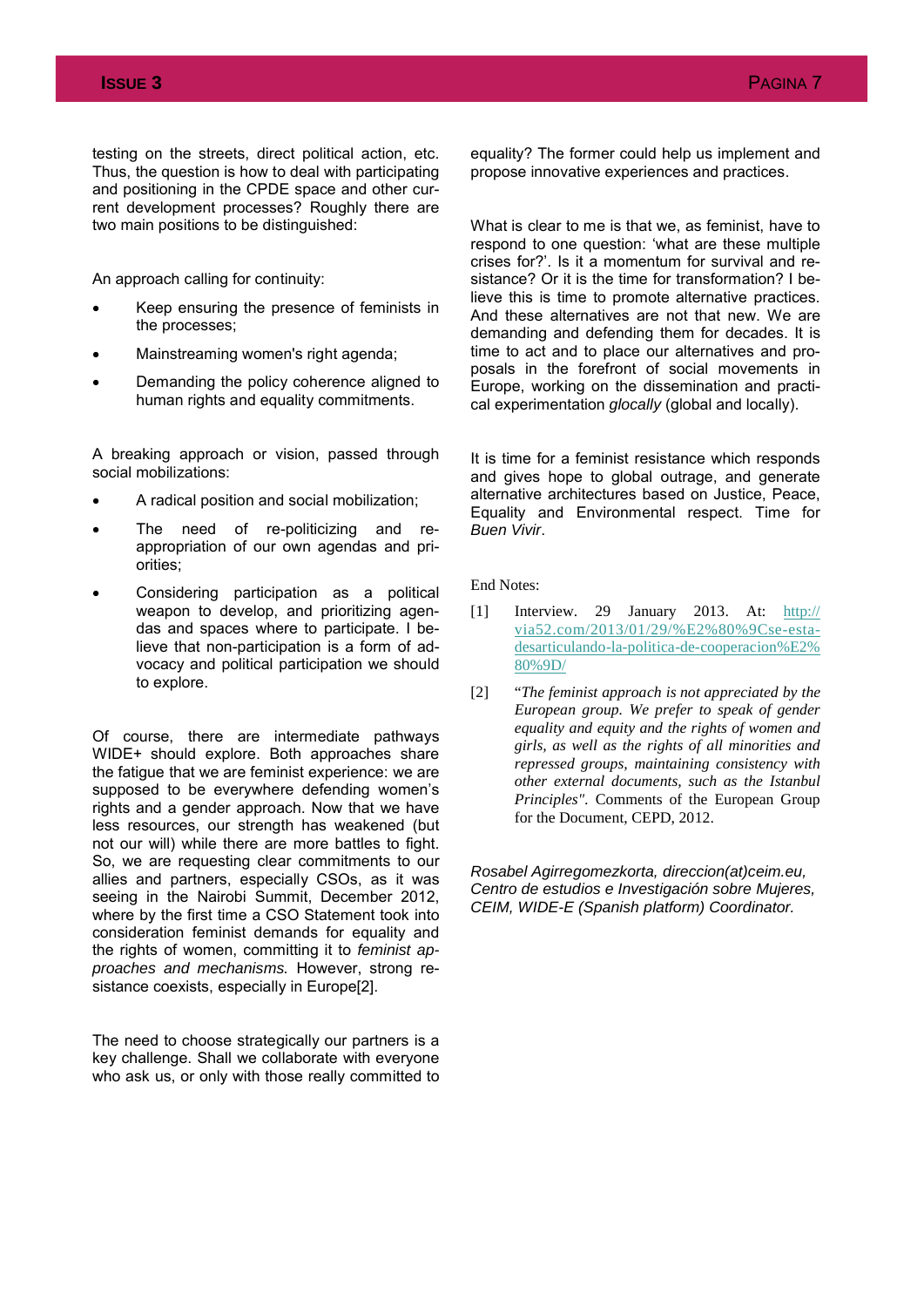testing on the streets, direct political action, etc. Thus, the question is how to deal with participating and positioning in the CPDE space and other current development processes? Roughly there are two main positions to be distinguished:

An approach calling for continuity:

- Keep ensuring the presence of feminists in the processes;
- Mainstreaming women's right agenda;
- Demanding the policy coherence aligned to human rights and equality commitments.

A breaking approach or vision, passed through social mobilizations:

- A radical position and social mobilization;
- The need of re-politicizing and re-appropriation of our own agendas and priorities;
- Considering participation as a political weapon to develop, and prioritizing agendas and spaces where to participate. I believe that non-participation is a form of advocacy and political participation we should to explore.

Of course, there are intermediate pathways WIDE+ should explore. Both approaches share the fatigue that we are feminist experience: we are supposed to be everywhere defending women's rights and a gender approach. Now that we have less resources, our strength has weakened (but not our will) while there are more battles to fight. So, we are requesting clear commitments to our allies and partners, especially CSOs, as it was seeing in the Nairobi Summit, December 2012, where by the first time a CSO Statement took into consideration feminist demands for equality and the rights of women, committing it to *feminist approaches and mechanisms.* However, strong resistance coexists, especially in Europe[2].

The need to choose strategically our partners is a key challenge. Shall we collaborate with everyone who ask us, or only with those really committed to equality? The former could help us implement and propose innovative experiences and practices.

What is clear to me is that we, as feminist, have to respond to one question: 'what are these multiple crises for?'. Is it a momentum for survival and resistance? Or it is the time for transformation? I believe this is time to promote alternative practices. And these alternatives are not that new. We are demanding and defending them for decades. It is time to act and to place our alternatives and proposals in the forefront of social movements in Europe, working on the dissemination and practical experimentation *glocally* (global and locally).

It is time for a feminist resistance which responds and gives hope to global outrage, and generate alternative architectures based on Justice, Peace, Equality and Environmental respect. Time for *Buen Vivir*.

End Notes:

[1] Interview. 29 January 2013. At: http://via52.com/2013/01/29/%E2%80%9Cse-esta-desarticulando-la-politica-de-cooperacion%E2%80%9D/

[2] "*The feminist approach is not appreciated by the European group. We prefer to speak of gender equality and equity and the rights of women and girls, as well as the rights of all minorities and repressed groups, maintaining consistency with other external documents, such as the Istanbul Principles"*. Comments of the European Group for the Document, CEPD, 2012.

*Rosabel Agirregomezkorta, direccion(at)ceim.eu, Centro de estudios e Investigación sobre Mujeres, CEIM, WIDE-E (Spanish platform) Coordinator.*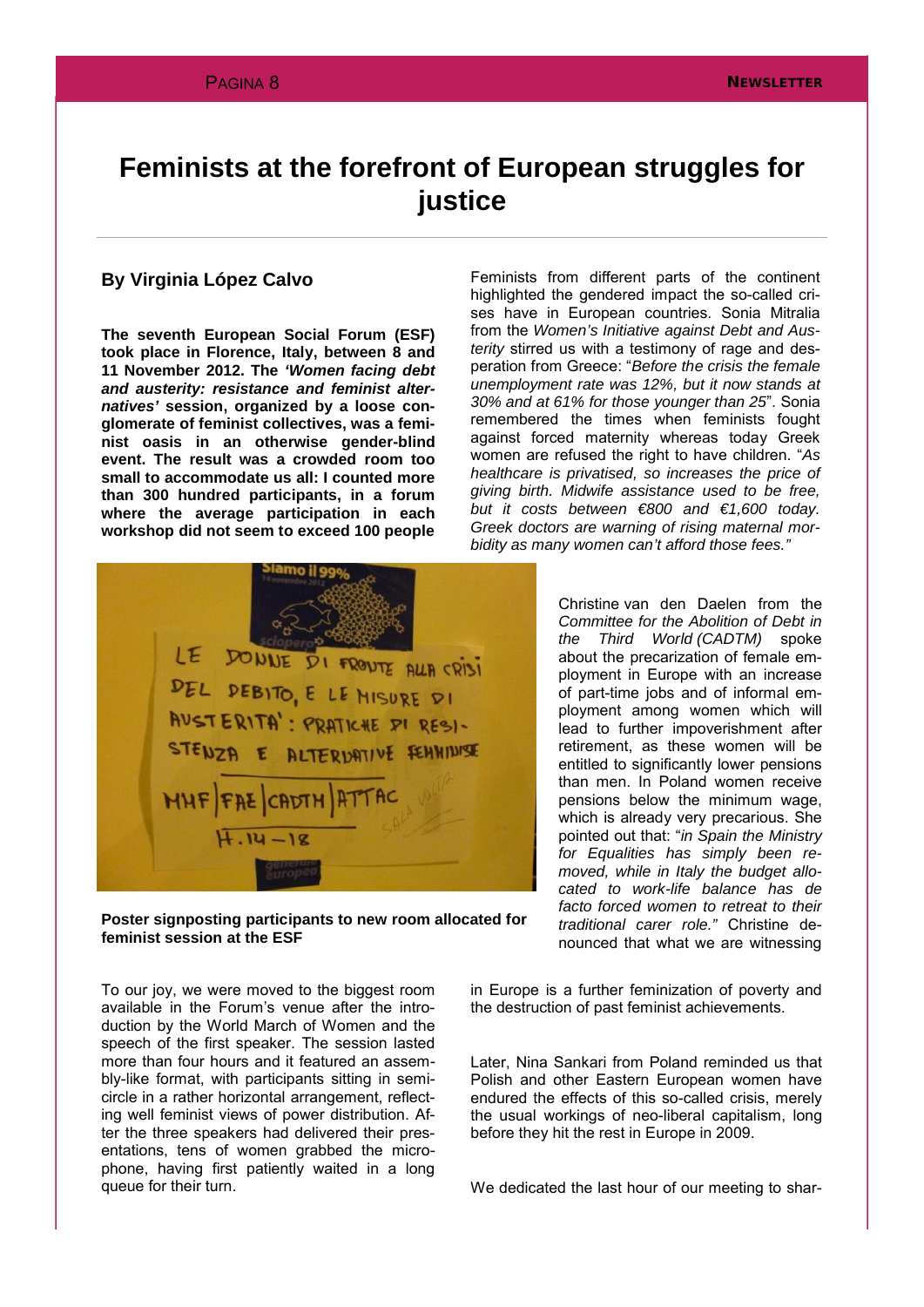# Feminists at the forefront of European struggles for justice

### By Virginia López Calvo

**The seventh European Social Forum (ESF) took place in Florence, Italy, between 8 and 11 November 2012. The *'Women facing debt and austerity: resistance and feminist alternatives'* session, organized by a loose conglomerate of feminist collectives, was a feminist oasis in an otherwise gender-blind event. The result was a crowded room too small to accommodate us all: I counted more than 300 hundred participants, in a forum where the average participation in each workshop did not seem to exceed 100 people**

Poster signposting participants to new room allocated for feminist session at the ESF

To our joy, we were moved to the biggest room available in the Forum's venue after the introduction by the World March of Women and the speech of the first speaker. The session lasted more than four hours and it featured an assembly-like format, with participants sitting in semicircle in a rather horizontal arrangement, reflecting well feminist views of power distribution. After the three speakers had delivered their presentations, tens of women grabbed the microphone, having first patiently waited in a long queue for their turn.

Feminists from different parts of the continent highlighted the gendered impact the so-called crises have in European countries. Sonia Mitralia from the *Women's Initiative against Debt and Austerity* stirred us with a testimony of rage and desperation from Greece: "*Before the crisis the female unemployment rate was 12%, but it now stands at 30% and at 61% for those younger than 25*". Sonia remembered the times when feminists fought against forced maternity whereas today Greek women are refused the right to have children. "*As healthcare is privatised, so increases the price of giving birth. Midwife assistance used to be free, but it costs between €800 and €1,600 today. Greek doctors are warning of rising maternal morbidity as many women can't afford those fees.*"

Christine van den Daelen from the *Committee for the Abolition of Debt in the Third World (CADTM)* spoke about the precarization of female employment in Europe with an increase of part-time jobs and of informal employment among women which will lead to further impoverishment after retirement, as these women will be entitled to significantly lower pensions than men. In Poland women receive pensions below the minimum wage, which is already very precarious. She pointed out that: "*in Spain the Ministry for Equalities has simply been removed, while in Italy the budget allocated to work-life balance has de facto forced women to retreat to their traditional carer role.*" Christine denounced that what we are witnessing in Europe is a further feminization of poverty and the destruction of past feminist achievements.

Later, Nina Sankari from Poland reminded us that Polish and other Eastern European women have endured the effects of this so-called crisis, merely the usual workings of neo-liberal capitalism, long before they hit the rest in Europe in 2009.

We dedicated the last hour of our meeting to shar-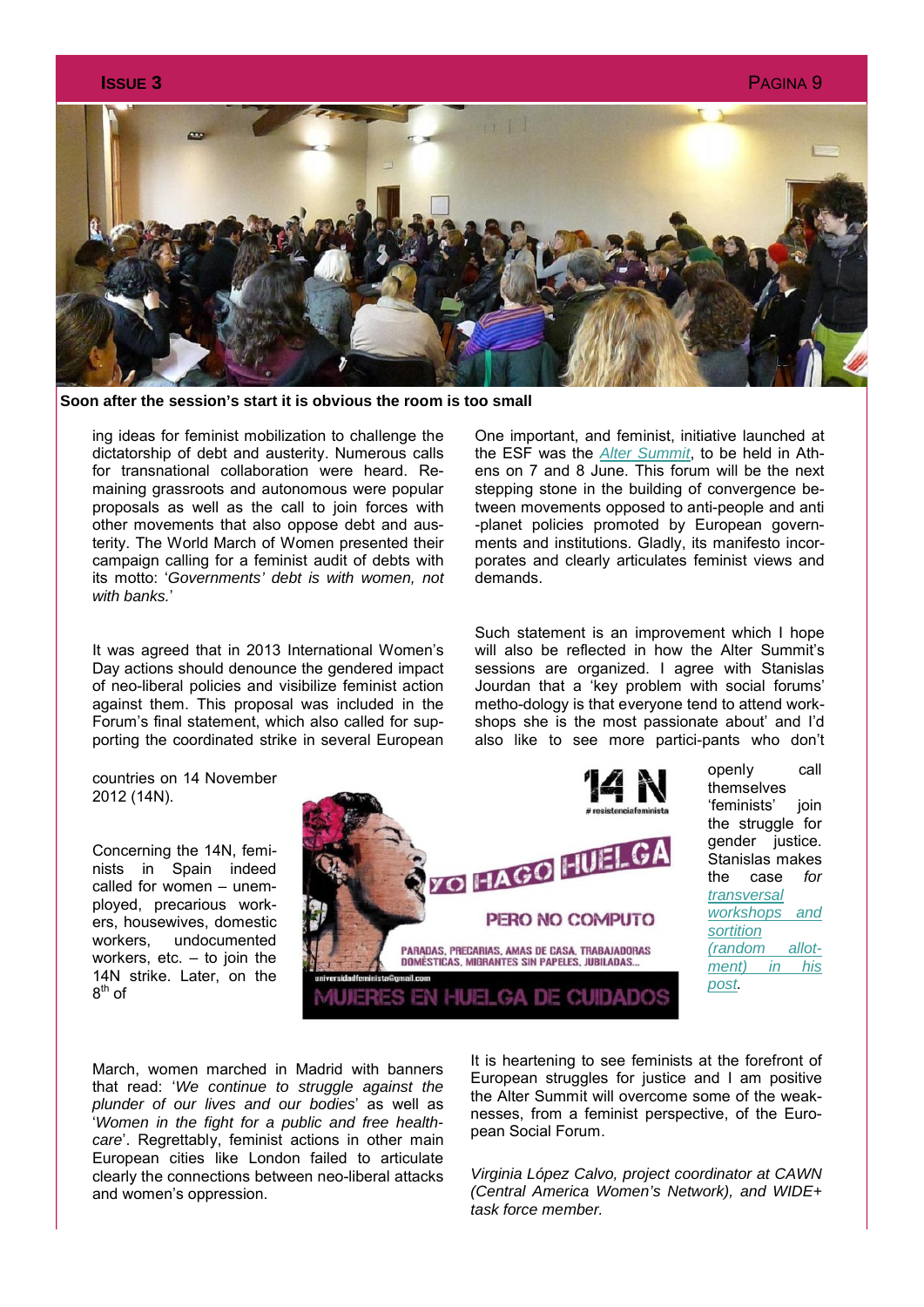Soon after the session's start it is obvious the room is too small

ing ideas for feminist mobilization to challenge the dictatorship of debt and austerity. Numerous calls for transnational collaboration were heard. Remaining grassroots and autonomous were popular proposals as well as the call to join forces with other movements that also oppose debt and austerity. The World March of Women presented their campaign calling for a feminist audit of debts with its motto: '*Governments' debt is with women, not with banks.*'

It was agreed that in 2013 International Women's Day actions should denounce the gendered impact of neo-liberal policies and visibilize feminist action against them. This proposal was included in the Forum's final statement, which also called for supporting the coordinated strike in several European countries on 14 November 2012 (14N).

Concerning the 14N, feminists in Spain indeed called for women – unemployed, precarious workers, housewives, domestic workers, undocumented workers, etc. – to join the 14N strike. Later, on the 8th of March, women marched in Madrid with banners that read: '*We continue to struggle against the plunder of our lives and our bodies*' as well as '*Women in the fight for a public and free healthcare*'. Regrettably, feminist actions in other main European cities like London failed to articulate clearly the connections between neo-liberal attacks and women's oppression.

One important, and feminist, initiative launched at the ESF was the *Alter Summit*, to be held in Athens on 7 and 8 June. This forum will be the next stepping stone in the building of convergence between movements opposed to anti-people and anti-planet policies promoted by European governments and institutions. Gladly, its manifesto incorporates and clearly articulates feminist views and demands.

Such statement is an improvement which I hope will also be reflected in how the Alter Summit's sessions are organized. I agree with Stanislas Jourdan that a 'key problem with social forums' metho-dology is that everyone tend to attend workshops she is the most passionate about' and I'd also like to see more partici-pants who don't openly call themselves 'feminists' join the struggle for gender justice. Stanislas makes the case *for transversal workshops and sortition (random allotment) in his post*.

It is heartening to see feminists at the forefront of European struggles for justice and I am positive the Alter Summit will overcome some of the weaknesses, from a feminist perspective, of the European Social Forum.

*Virginia López Calvo, project coordinator at CAWN (Central America Women's Network), and WIDE+ task force member.*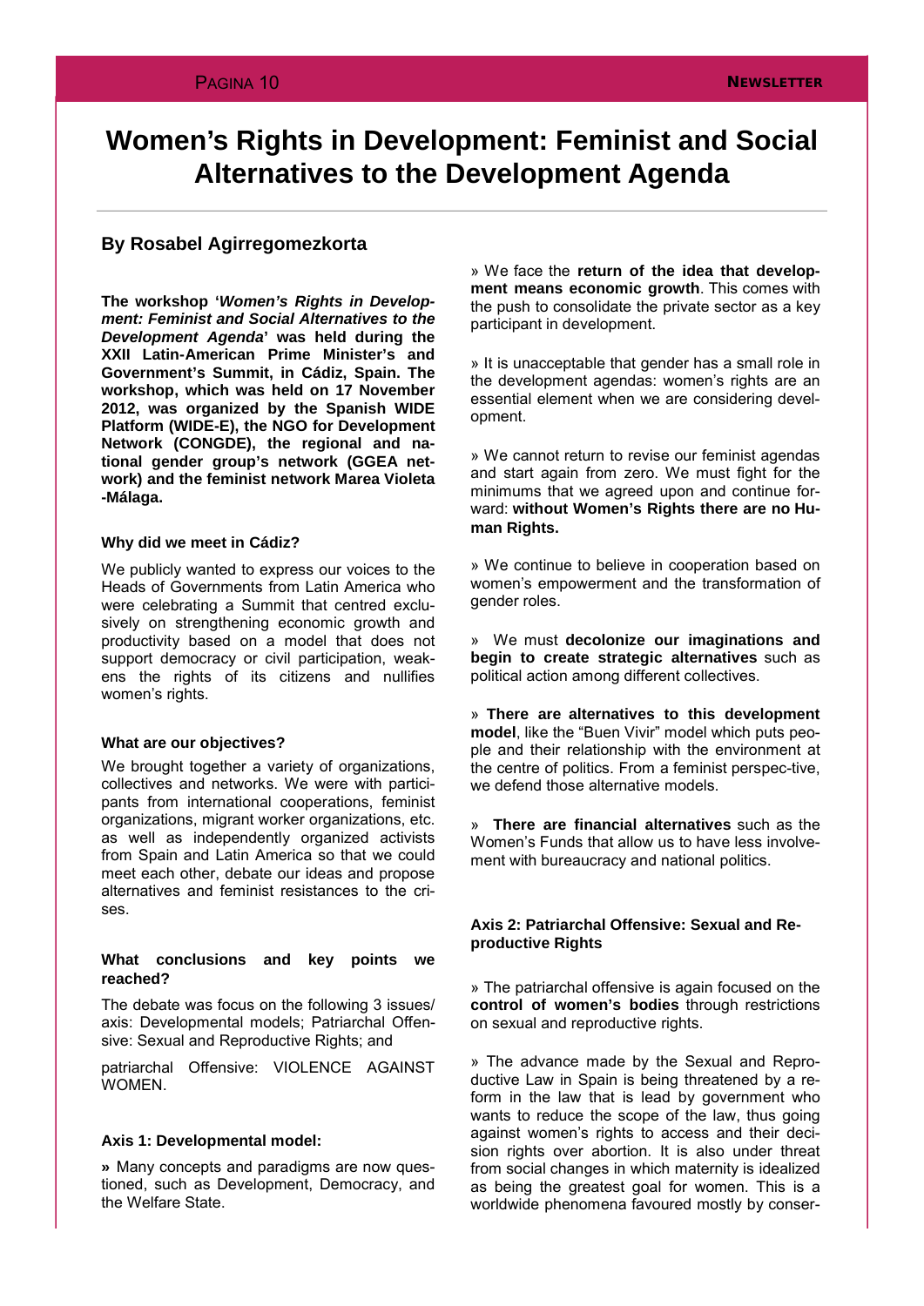# Women's Rights in Development: Feminist and Social Alternatives to the Development Agenda

### By Rosabel Agirregomezkorta

**The workshop '*Women's Rights in Development: Feminist and Social Alternatives to the Development Agenda*' was held during the XXII Latin-American Prime Minister's and Government's Summit, in Cádiz, Spain. The workshop, which was held on 17 November 2012, was organized by the Spanish WIDE Platform (WIDE-E), the NGO for Development Network (CONGDE), the regional and national gender group's network (GGEA network) and the feminist network Marea Violeta -Málaga.**

**Why did we meet in Cádiz?**

We publicly wanted to express our voices to the Heads of Governments from Latin America who were celebrating a Summit that centred exclusively on strengthening economic growth and productivity based on a model that does not support democracy or civil participation, weakens the rights of its citizens and nullifies women's rights.

**What are our objectives?**

We brought together a variety of organizations, collectives and networks. We were with participants from international cooperations, feminist organizations, migrant worker organizations, etc. as well as independently organized activists from Spain and Latin America so that we could meet each other, debate our ideas and propose alternatives and feminist resistances to the crises.

**What conclusions and key points we reached?**

The debate was focus on the following 3 issues/ axis: Developmental models; Patriarchal Offensive: Sexual and Reproductive Rights; and

patriarchal Offensive: VIOLENCE AGAINST WOMEN.

**Axis 1: Developmental model:**

**»** Many concepts and paradigms are now questioned, such as Development, Democracy, and the Welfare State.

» We face the **return of the idea that development means economic growth**. This comes with the push to consolidate the private sector as a key participant in development.

» It is unacceptable that gender has a small role in the development agendas: women's rights are an essential element when we are considering development.

» We cannot return to revise our feminist agendas and start again from zero. We must fight for the minimums that we agreed upon and continue forward: **without Women's Rights there are no Human Rights.**

» We continue to believe in cooperation based on women's empowerment and the transformation of gender roles.

» We must **decolonize our imaginations and begin to create strategic alternatives** such as political action among different collectives.

» **There are alternatives to this development model**, like the "Buen Vivir" model which puts people and their relationship with the environment at the centre of politics. From a feminist perspec-tive, we defend those alternative models.

» **There are financial alternatives** such as the Women's Funds that allow us to have less involvement with bureaucracy and national politics.

**Axis 2: Patriarchal Offensive: Sexual and Reproductive Rights**

» The patriarchal offensive is again focused on the **control of women's bodies** through restrictions on sexual and reproductive rights.

» The advance made by the Sexual and Reproductive Law in Spain is being threatened by a reform in the law that is lead by government who wants to reduce the scope of the law, thus going against women's rights to access and their decision rights over abortion. It is also under threat from social changes in which maternity is idealized as being the greatest goal for women. This is a worldwide phenomena favoured mostly by conser-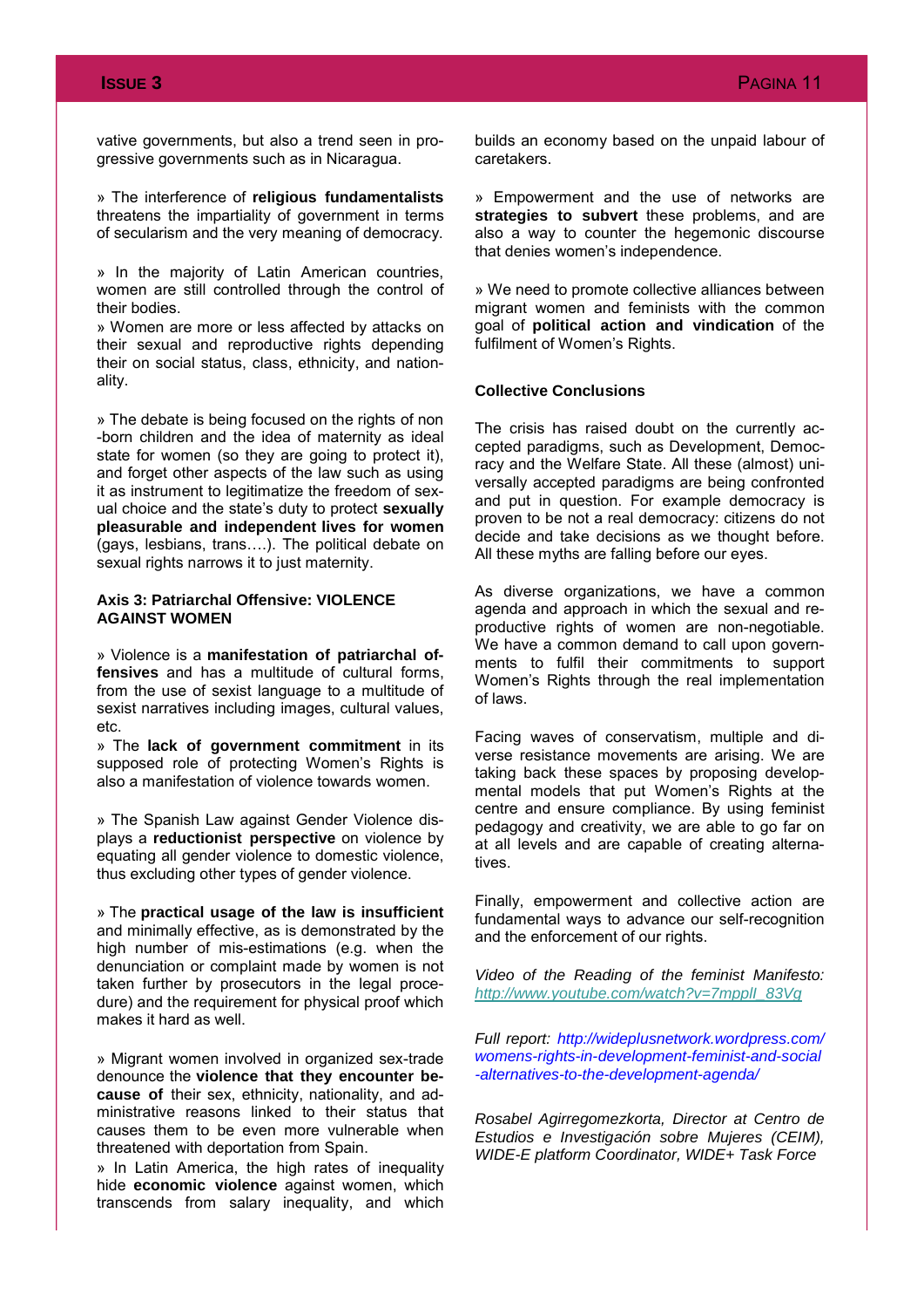vative governments, but also a trend seen in progressive governments such as in Nicaragua.

» The interference of **religious fundamentalists** threatens the impartiality of government in terms of secularism and the very meaning of democracy.

» In the majority of Latin American countries, women are still controlled through the control of their bodies.

» Women are more or less affected by attacks on their sexual and reproductive rights depending their on social status, class, ethnicity, and nationality.

» The debate is being focused on the rights of non-born children and the idea of maternity as ideal state for women (so they are going to protect it), and forget other aspects of the law such as using it as instrument to legitimatize the freedom of sexual choice and the state's duty to protect **sexually pleasurable and independent lives for women** (gays, lesbians, trans….). The political debate on sexual rights narrows it to just maternity.

**Axis 3: Patriarchal Offensive: VIOLENCE AGAINST WOMEN**

» Violence is a **manifestation of patriarchal offensives** and has a multitude of cultural forms, from the use of sexist language to a multitude of sexist narratives including images, cultural values, etc.

» The **lack of government commitment** in its supposed role of protecting Women's Rights is also a manifestation of violence towards women.

» The Spanish Law against Gender Violence displays a **reductionist perspective** on violence by equating all gender violence to domestic violence, thus excluding other types of gender violence.

» The **practical usage of the law is insufficient** and minimally effective, as is demonstrated by the high number of mis-estimations (e.g. when the denunciation or complaint made by women is not taken further by prosecutors in the legal procedure) and the requirement for physical proof which makes it hard as well.

» Migrant women involved in organized sex-trade denounce the **violence that they encounter because of** their sex, ethnicity, nationality, and administrative reasons linked to their status that causes them to be even more vulnerable when threatened with deportation from Spain.

» In Latin America, the high rates of inequality hide **economic violence** against women, which transcends from salary inequality, and which builds an economy based on the unpaid labour of caretakers.

» Empowerment and the use of networks are **strategies to subvert** these problems, and are also a way to counter the hegemonic discourse that denies women's independence.

» We need to promote collective alliances between migrant women and feminists with the common goal of **political action and vindication** of the fulfilment of Women's Rights.

**Collective Conclusions**

The crisis has raised doubt on the currently accepted paradigms, such as Development, Democracy and the Welfare State. All these (almost) universally accepted paradigms are being confronted and put in question. For example democracy is proven to be not a real democracy: citizens do not decide and take decisions as we thought before. All these myths are falling before our eyes.

As diverse organizations, we have a common agenda and approach in which the sexual and reproductive rights of women are non-negotiable. We have a common demand to call upon governments to fulfil their commitments to support Women's Rights through the real implementation of laws.

Facing waves of conservatism, multiple and diverse resistance movements are arising. We are taking back these spaces by proposing developmental models that put Women's Rights at the centre and ensure compliance. By using feminist pedagogy and creativity, we are able to go far on at all levels and are capable of creating alternatives.

Finally, empowerment and collective action are fundamental ways to advance our self-recognition and the enforcement of our rights.

*Video of the Reading of the feminist Manifesto: http://www.youtube.com/watch?v=7mppll_83Vg*

*Full report: http://wideplusnetwork.wordpress.com/womens-rights-in-development-feminist-and-social-alternatives-to-the-development-agenda/*

*Rosabel Agirregomezkorta, Director at Centro de Estudios e Investigación sobre Mujeres (CEIM), WIDE-E platform Coordinator, WIDE+ Task Force*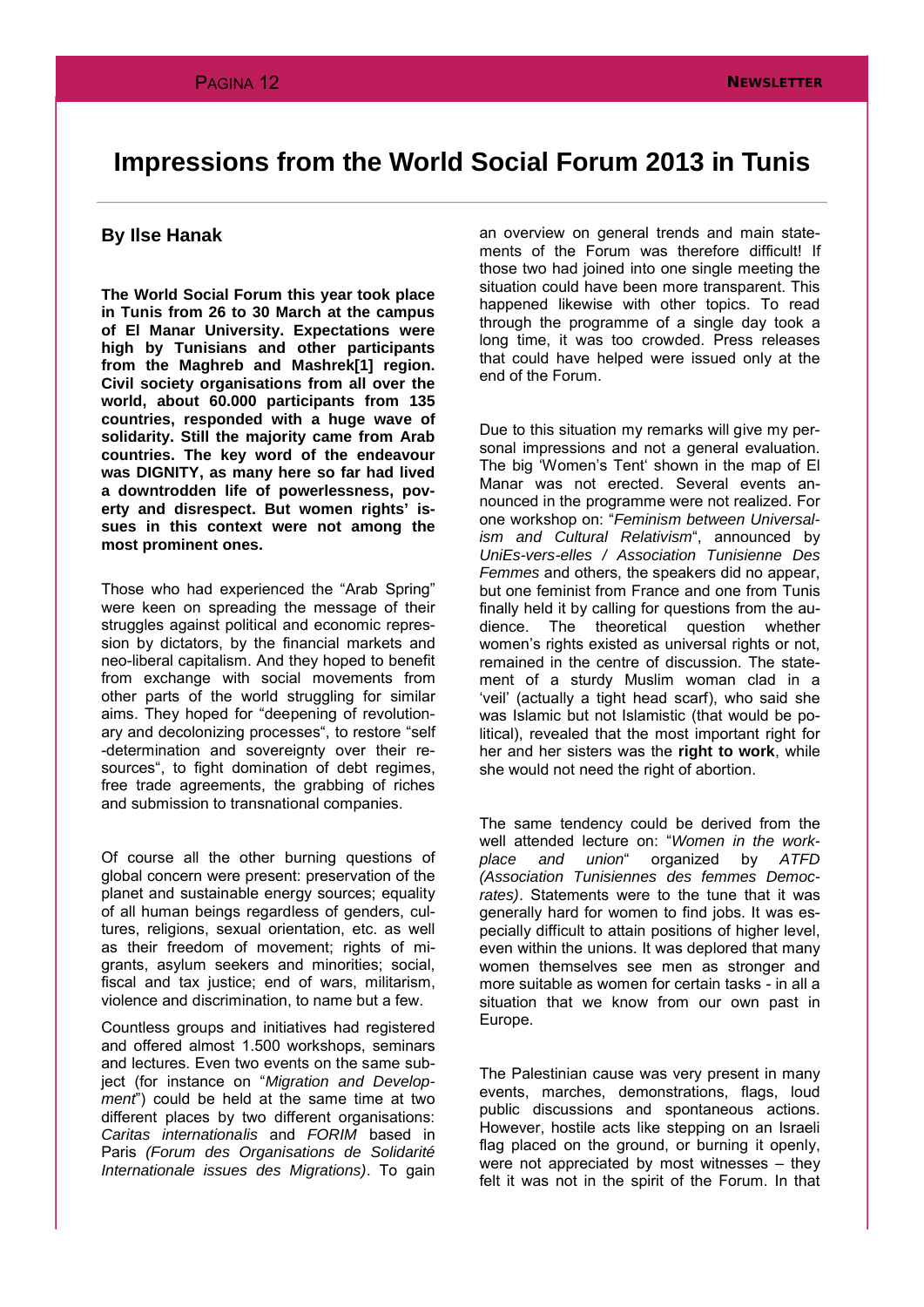# Impressions from the World Social Forum 2013 in Tunis

**By Ilse Hanak**

**The World Social Forum this year took place in Tunis from 26 to 30 March at the campus of El Manar University. Expectations were high by Tunisians and other participants from the Maghreb and Mashrek[1] region. Civil society organisations from all over the world, about 60.000 participants from 135 countries, responded with a huge wave of solidarity. Still the majority came from Arab countries. The key word of the endeavour was DIGNITY, as many here so far had lived a downtrodden life of powerlessness, poverty and disrespect. But women rights' issues in this context were not among the most prominent ones.**

Those who had experienced the "Arab Spring" were keen on spreading the message of their struggles against political and economic repression by dictators, by the financial markets and neo-liberal capitalism. And they hoped to benefit from exchange with social movements from other parts of the world struggling for similar aims. They hoped for "deepening of revolutionary and decolonizing processes", to restore "self -determination and sovereignty over their resources", to fight domination of debt regimes, free trade agreements, the grabbing of riches and submission to transnational companies.

Of course all the other burning questions of global concern were present: preservation of the planet and sustainable energy sources; equality of all human beings regardless of genders, cultures, religions, sexual orientation, etc. as well as their freedom of movement; rights of migrants, asylum seekers and minorities; social, fiscal and tax justice; end of wars, militarism, violence and discrimination, to name but a few.

Countless groups and initiatives had registered and offered almost 1.500 workshops, seminars and lectures. Even two events on the same subject (for instance on "*Migration and Development*") could be held at the same time at two different places by two different organisations: *Caritas internationalis* and *FORIM* based in Paris *(Forum des Organisations de Solidarité Internationale issues des Migrations)*. To gain an overview on general trends and main statements of the Forum was therefore difficult! If those two had joined into one single meeting the situation could have been more transparent. This happened likewise with other topics. To read through the programme of a single day took a long time, it was too crowded. Press releases that could have helped were issued only at the end of the Forum.

Due to this situation my remarks will give my personal impressions and not a general evaluation. The big 'Women's Tent' shown in the map of El Manar was not erected. Several events announced in the programme were not realized. For one workshop on: "*Feminism between Universalism and Cultural Relativism*", announced by *UniEs-vers-elles / Association Tunisienne Des Femmes* and others, the speakers did no appear, but one feminist from France and one from Tunis finally held it by calling for questions from the audience. The theoretical question whether women's rights existed as universal rights or not, remained in the centre of discussion. The statement of a sturdy Muslim woman clad in a 'veil' (actually a tight head scarf), who said she was Islamic but not Islamistic (that would be political), revealed that the most important right for her and her sisters was the **right to work**, while she would not need the right of abortion.

The same tendency could be derived from the well attended lecture on: "*Women in the workplace and union*" organized by *ATFD (Association Tunisiennes des femmes Democrates)*. Statements were to the tune that it was generally hard for women to find jobs. It was especially difficult to attain positions of higher level, even within the unions. It was deplored that many women themselves see men as stronger and more suitable as women for certain tasks - in all a situation that we know from our own past in Europe.

The Palestinian cause was very present in many events, marches, demonstrations, flags, loud public discussions and spontaneous actions. However, hostile acts like stepping on an Israeli flag placed on the ground, or burning it openly, were not appreciated by most witnesses – they felt it was not in the spirit of the Forum. In that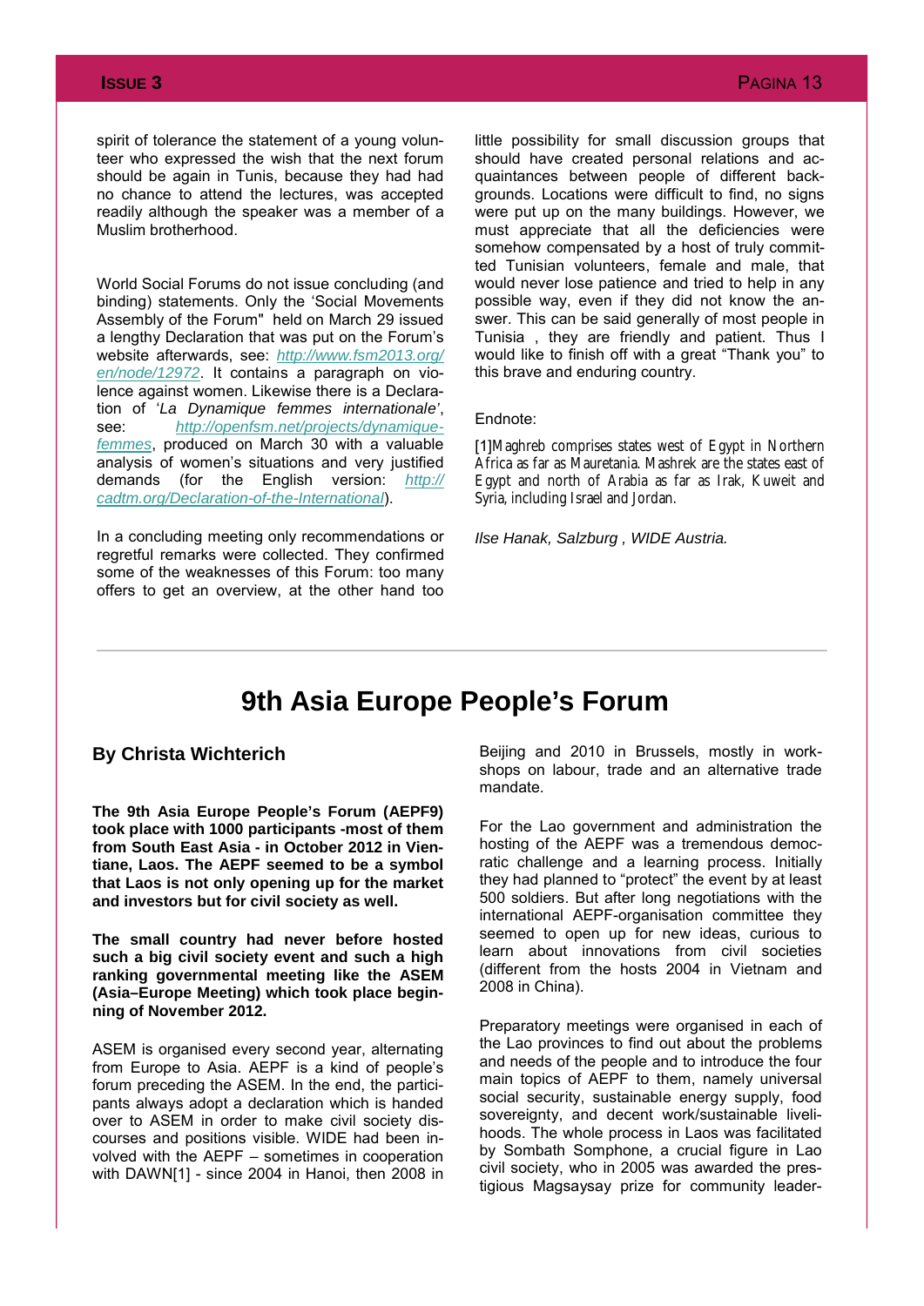spirit of tolerance the statement of a young volunteer who expressed the wish that the next forum should be again in Tunis, because they had had no chance to attend the lectures, was accepted readily although the speaker was a member of a Muslim brotherhood.

World Social Forums do not issue concluding (and binding) statements. Only the 'Social Movements Assembly of the Forum" held on March 29 issued a lengthy Declaration that was put on the Forum's website afterwards, see: [http://www.fsm2013.org/en/node/12972](http://www.fsm2013.org/en/node/12972). It contains a paragraph on violence against women. Likewise there is a Declaration of '*La Dynamique femmes internationale'*, see: [http://openfsm.net/projects/dynamique-femmes](http://openfsm.net/projects/dynamique-femmes), produced on March 30 with a valuable analysis of women's situations and very justified demands (for the English version: [http://cadtm.org/Declaration-of-the-International](http://cadtm.org/Declaration-of-the-International)).

In a concluding meeting only recommendations or regretful remarks were collected. They confirmed some of the weaknesses of this Forum: too many offers to get an overview, at the other hand too little possibility for small discussion groups that should have created personal relations and acquaintances between people of different backgrounds. Locations were difficult to find, no signs were put up on the many buildings. However, we must appreciate that all the deficiencies were somehow compensated by a host of truly committed Tunisian volunteers, female and male, that would never lose patience and tried to help in any possible way, even if they did not know the answer. This can be said generally of most people in Tunisia , they are friendly and patient. Thus I would like to finish off with a great "Thank you" to this brave and enduring country.

Endnote:

[1]Maghreb comprises states west of Egypt in Northern Africa as far as Mauretania. Mashrek are the states east of Egypt and north of Arabia as far as Irak, Kuweit and Syria, including Israel and Jordan.

*Ilse Hanak, Salzburg , WIDE Austria.*

---

# 9th Asia Europe People's Forum

### By Christa Wichterich

**The 9th Asia Europe People's Forum (AEPF9) took place with 1000 participants -most of them from South East Asia - in October 2012 in Vientiane, Laos. The AEPF seemed to be a symbol that Laos is not only opening up for the market and investors but for civil society as well.**

**The small country had never before hosted such a big civil society event and such a high ranking governmental meeting like the ASEM (Asia–Europe Meeting) which took place beginning of November 2012.**

ASEM is organised every second year, alternating from Europe to Asia. AEPF is a kind of people's forum preceding the ASEM. In the end, the participants always adopt a declaration which is handed over to ASEM in order to make civil society discourses and positions visible. WIDE had been involved with the AEPF – sometimes in cooperation with DAWN[1] - since 2004 in Hanoi, then 2008 in Beijing and 2010 in Brussels, mostly in workshops on labour, trade and an alternative trade mandate.

For the Lao government and administration the hosting of the AEPF was a tremendous democratic challenge and a learning process. Initially they had planned to "protect" the event by at least 500 soldiers. But after long negotiations with the international AEPF-organisation committee they seemed to open up for new ideas, curious to learn about innovations from civil societies (different from the hosts 2004 in Vietnam and 2008 in China).

Preparatory meetings were organised in each of the Lao provinces to find out about the problems and needs of the people and to introduce the four main topics of AEPF to them, namely universal social security, sustainable energy supply, food sovereignty, and decent work/sustainable livelihoods. The whole process in Laos was facilitated by Sombath Somphone, a crucial figure in Lao civil society, who in 2005 was awarded the prestigious Magsaysay prize for community leader-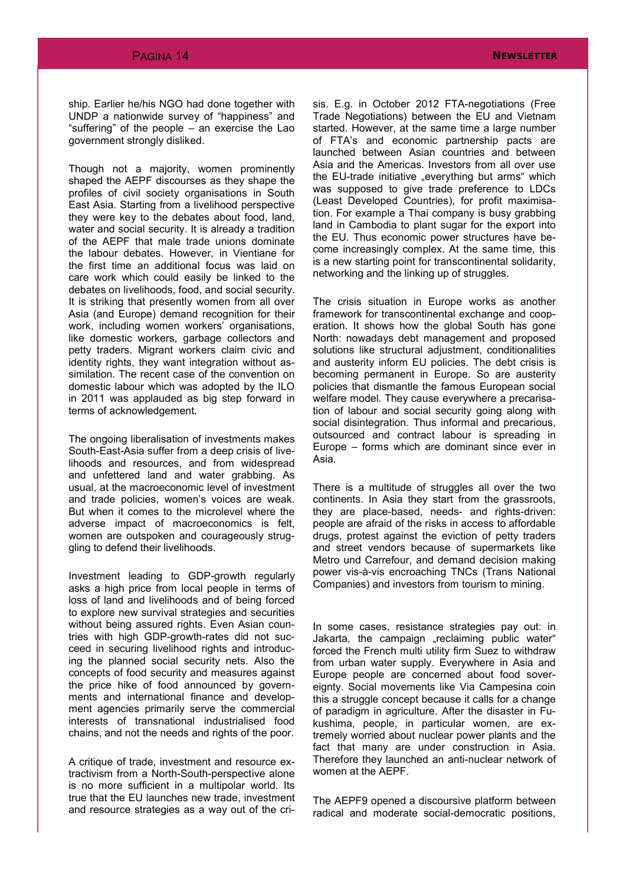ship. Earlier he/his NGO had done together with UNDP a nationwide survey of "happiness" and "suffering" of the people – an exercise the Lao government strongly disliked.

Though not a majority, women prominently shaped the AEPF discourses as they shape the profiles of civil society organisations in South East Asia. Starting from a livelihood perspective they were key to the debates about food, land, water and social security. It is already a tradition of the AEPF that male trade unions dominate the labour debates. However, in Vientiane for the first time an additional focus was laid on care work which could easily be linked to the debates on livelihoods, food, and social security. It is striking that presently women from all over Asia (and Europe) demand recognition for their work, including women workers' organisations, like domestic workers, garbage collectors and petty traders. Migrant workers claim civic and identity rights, they want integration without assimilation. The recent case of the convention on domestic labour which was adopted by the ILO in 2011 was applauded as big step forward in terms of acknowledgement.

The ongoing liberalisation of investments makes South-East-Asia suffer from a deep crisis of livelihoods and resources, and from widespread and unfettered land and water grabbing. As usual, at the macroeconomic level of investment and trade policies, women's voices are weak. But when it comes to the microlevel where the adverse impact of macroeconomics is felt, women are outspoken and courageously struggling to defend their livelihoods.

Investment leading to GDP-growth regularly asks a high price from local people in terms of loss of land and livelihoods and of being forced to explore new survival strategies and securities without being assured rights. Even Asian countries with high GDP-growth-rates did not succeed in securing livelihood rights and introducing the planned social security nets. Also the concepts of food security and measures against the price hike of food announced by governments and international finance and development agencies primarily serve the commercial interests of transnational industrialised food chains, and not the needs and rights of the poor.

A critique of trade, investment and resource extractivism from a North-South-perspective alone is no more sufficient in a multipolar world. Its true that the EU launches new trade, investment and resource strategies as a way out of the crisis. E.g. in October 2012 FTA-negotiations (Free Trade Negotiations) between the EU and Vietnam started. However, at the same time a large number of FTA's and economic partnership pacts are launched between Asian countries and between Asia and the Americas. Investors from all over use the EU-trade initiative „everything but arms" which was supposed to give trade preference to LDCs (Least Developed Countries), for profit maximisation. For example a Thai company is busy grabbing land in Cambodia to plant sugar for the export into the EU. Thus economic power structures have become increasingly complex. At the same time, this is a new starting point for transcontinental solidarity, networking and the linking up of struggles.

The crisis situation in Europe works as another framework for transcontinental exchange and cooperation. It shows how the global South has gone North: nowadays debt management and proposed solutions like structural adjustment, conditionalities and austerity inform EU policies. The debt crisis is becoming permanent in Europe. So are austerity policies that dismantle the famous European social welfare model. They cause everywhere a precarisation of labour and social security going along with social disintegration. Thus informal and precarious, outsourced and contract labour is spreading in Europe – forms which are dominant since ever in Asia.

There is a multitude of struggles all over the two continents. In Asia they start from the grassroots, they are place-based, needs- and rights-driven: people are afraid of the risks in access to affordable drugs, protest against the eviction of petty traders and street vendors because of supermarkets like Metro und Carrefour, and demand decision making power vis-à-vis encroaching TNCs (Trans National Companies) and investors from tourism to mining.

In some cases, resistance strategies pay out: in Jakarta, the campaign „reclaiming public water" forced the French multi utility firm Suez to withdraw from urban water supply. Everywhere in Asia and Europe people are concerned about food sovereignty. Social movements like Via Campesina coin this a struggle concept because it calls for a change of paradigm in agriculture. After the disaster in Fukushima, people, in particular women, are extremely worried about nuclear power plants and the fact that many are under construction in Asia. Therefore they launched an anti-nuclear network of women at the AEPF.

The AEPF9 opened a discursive platform between radical and moderate social-democratic positions,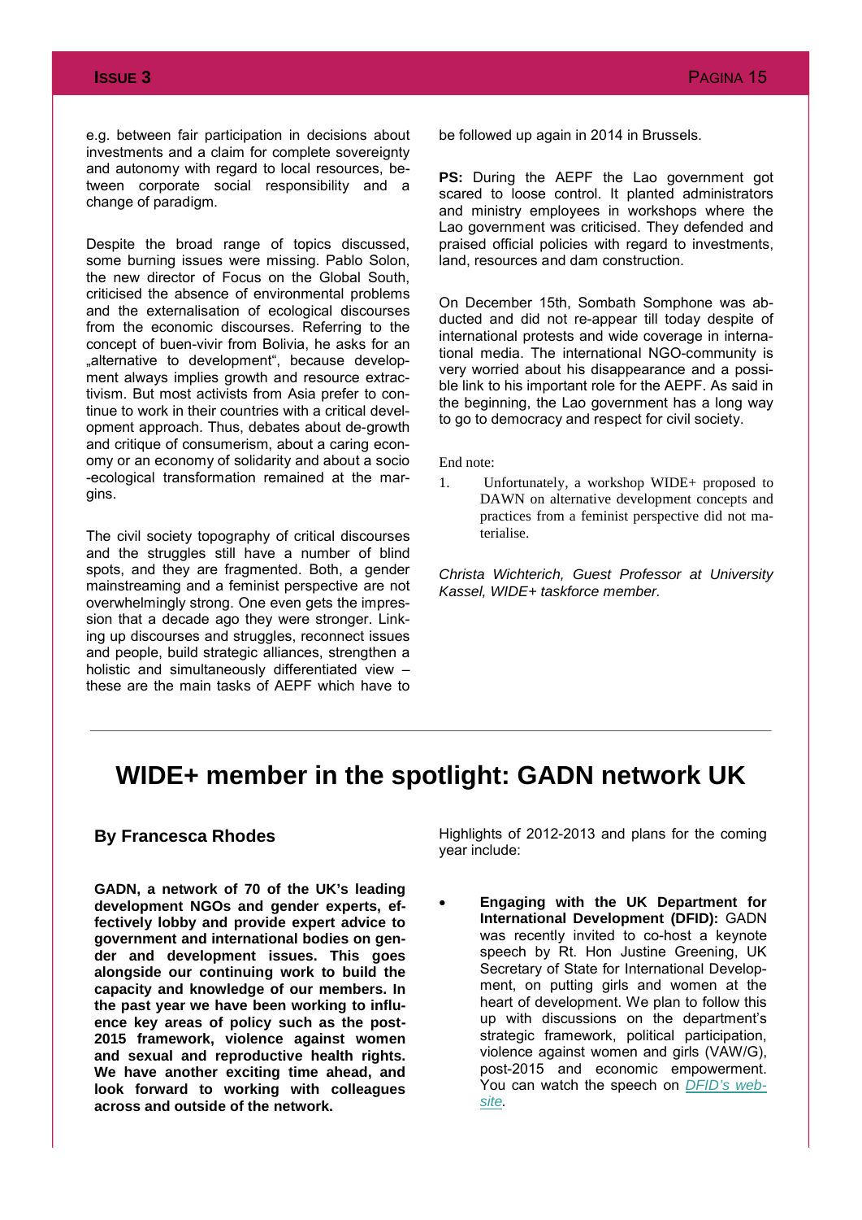e.g. between fair participation in decisions about investments and a claim for complete sovereignty and autonomy with regard to local resources, between corporate social responsibility and a change of paradigm.

Despite the broad range of topics discussed, some burning issues were missing. Pablo Solon, the new director of Focus on the Global South, criticised the absence of environmental problems and the externalisation of ecological discourses from the economic discourses. Referring to the concept of buen-vivir from Bolivia, he asks for an „alternative to development“, because development always implies growth and resource extractivism. But most activists from Asia prefer to continue to work in their countries with a critical development approach. Thus, debates about de-growth and critique of consumerism, about a caring economy or an economy of solidarity and about a socio-ecological transformation remained at the margins.

The civil society topography of critical discourses and the struggles still have a number of blind spots, and they are fragmented. Both, a gender mainstreaming and a feminist perspective are not overwhelmingly strong. One even gets the impression that a decade ago they were stronger. Linking up discourses and struggles, reconnect issues and people, build strategic alliances, strengthen a holistic and simultaneously differentiated view – these are the main tasks of AEPF which have to be followed up again in 2014 in Brussels.

**PS:** During the AEPF the Lao government got scared to loose control. It planted administrators and ministry employees in workshops where the Lao government was criticised. They defended and praised official policies with regard to investments, land, resources and dam construction.

On December 15th, Sombath Somphone was abducted and did not re-appear till today despite of international protests and wide coverage in international media. The international NGO-community is very worried about his disappearance and a possible link to his important role for the AEPF. As said in the beginning, the Lao government has a long way to go to democracy and respect for civil society.

End note:

1. Unfortunately, a workshop WIDE+ proposed to DAWN on alternative development concepts and practices from a feminist perspective did not materialise.

*Christa Wichterich, Guest Professor at University Kassel, WIDE+ taskforce member.*

---

# WIDE+ member in the spotlight: GADN network UK

### By Francesca Rhodes

**GADN, a network of 70 of the UK's leading development NGOs and gender experts, effectively lobby and provide expert advice to government and international bodies on gender and development issues. This goes alongside our continuing work to build the capacity and knowledge of our members. In the past year we have been working to influence key areas of policy such as the post-2015 framework, violence against women and sexual and reproductive health rights. We have another exciting time ahead, and look forward to working with colleagues across and outside of the network.**

Highlights of 2012-2013 and plans for the coming year include:

- **Engaging with the UK Department for International Development (DFID):** GADN was recently invited to co-host a keynote speech by Rt. Hon Justine Greening, UK Secretary of State for International Development, on putting girls and women at the heart of development. We plan to follow this up with discussions on the department's strategic framework, political participation, violence against women and girls (VAW/G), post-2015 and economic empowerment. You can watch the speech on *DFID's website*.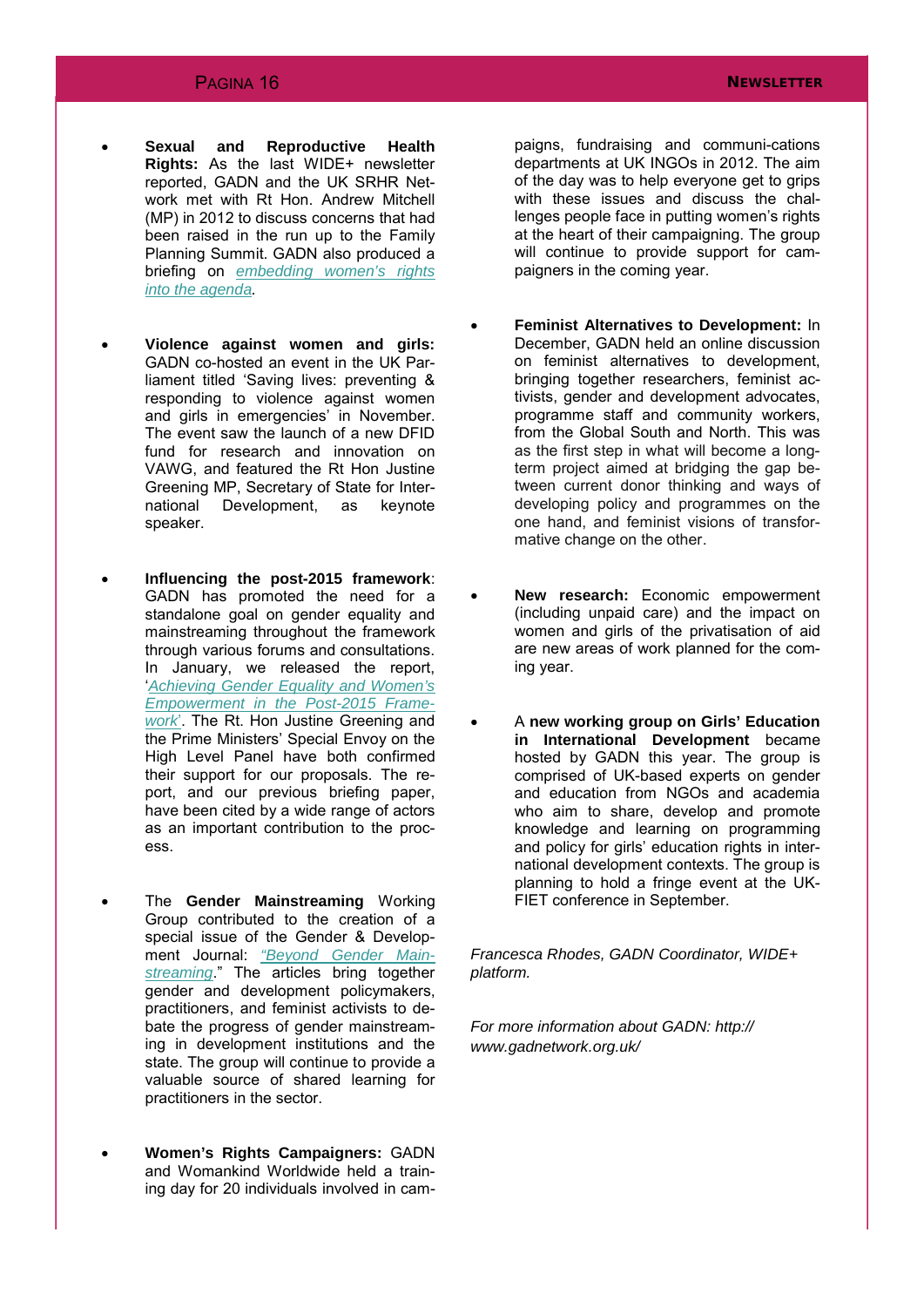- **Sexual and Reproductive Health Rights:** As the last WIDE+ newsletter reported, GADN and the UK SRHR Network met with Rt Hon. Andrew Mitchell (MP) in 2012 to discuss concerns that had been raised in the run up to the Family Planning Summit. GADN also produced a briefing on *embedding women's rights into the agenda*.

- **Violence against women and girls:** GADN co-hosted an event in the UK Parliament titled 'Saving lives: preventing & responding to violence against women and girls in emergencies' in November. The event saw the launch of a new DFID fund for research and innovation on VAWG, and featured the Rt Hon Justine Greening MP, Secretary of State for International Development, as keynote speaker.

- **Influencing the post-2015 framework**: GADN has promoted the need for a standalone goal on gender equality and mainstreaming throughout the framework through various forums and consultations. In January, we released the report, '*Achieving Gender Equality and Women's Empowerment in the Post-2015 Framework*'. The Rt. Hon Justine Greening and the Prime Ministers' Special Envoy on the High Level Panel have both confirmed their support for our proposals. The report, and our previous briefing paper, have been cited by a wide range of actors as an important contribution to the process.

- The **Gender Mainstreaming** Working Group contributed to the creation of a special issue of the Gender & Development Journal: *"Beyond Gender Mainstreaming*." The articles bring together gender and development policymakers, practitioners, and feminist activists to debate the progress of gender mainstreaming in development institutions and the state. The group will continue to provide a valuable source of shared learning for practitioners in the sector.

- **Women's Rights Campaigners:** GADN and Womankind Worldwide held a training day for 20 individuals involved in campaigns, fundraising and communi-cations departments at UK INGOs in 2012. The aim of the day was to help everyone get to grips with these issues and discuss the challenges people face in putting women's rights at the heart of their campaigning. The group will continue to provide support for campaigners in the coming year.

- **Feminist Alternatives to Development:** In December, GADN held an online discussion on feminist alternatives to development, bringing together researchers, feminist activists, gender and development advocates, programme staff and community workers, from the Global South and North. This was as the first step in what will become a long-term project aimed at bridging the gap between current donor thinking and ways of developing policy and programmes on the one hand, and feminist visions of transformative change on the other.

- **New research:** Economic empowerment (including unpaid care) and the impact on women and girls of the privatisation of aid are new areas of work planned for the coming year.

- A **new working group on Girls' Education in International Development** became hosted by GADN this year. The group is comprised of UK-based experts on gender and education from NGOs and academia who aim to share, develop and promote knowledge and learning on programming and policy for girls' education rights in international development contexts. The group is planning to hold a fringe event at the UKFIET conference in September.

*Francesca Rhodes, GADN Coordinator, WIDE+ platform.*

*For more information about GADN: http://www.gadnetwork.org.uk/*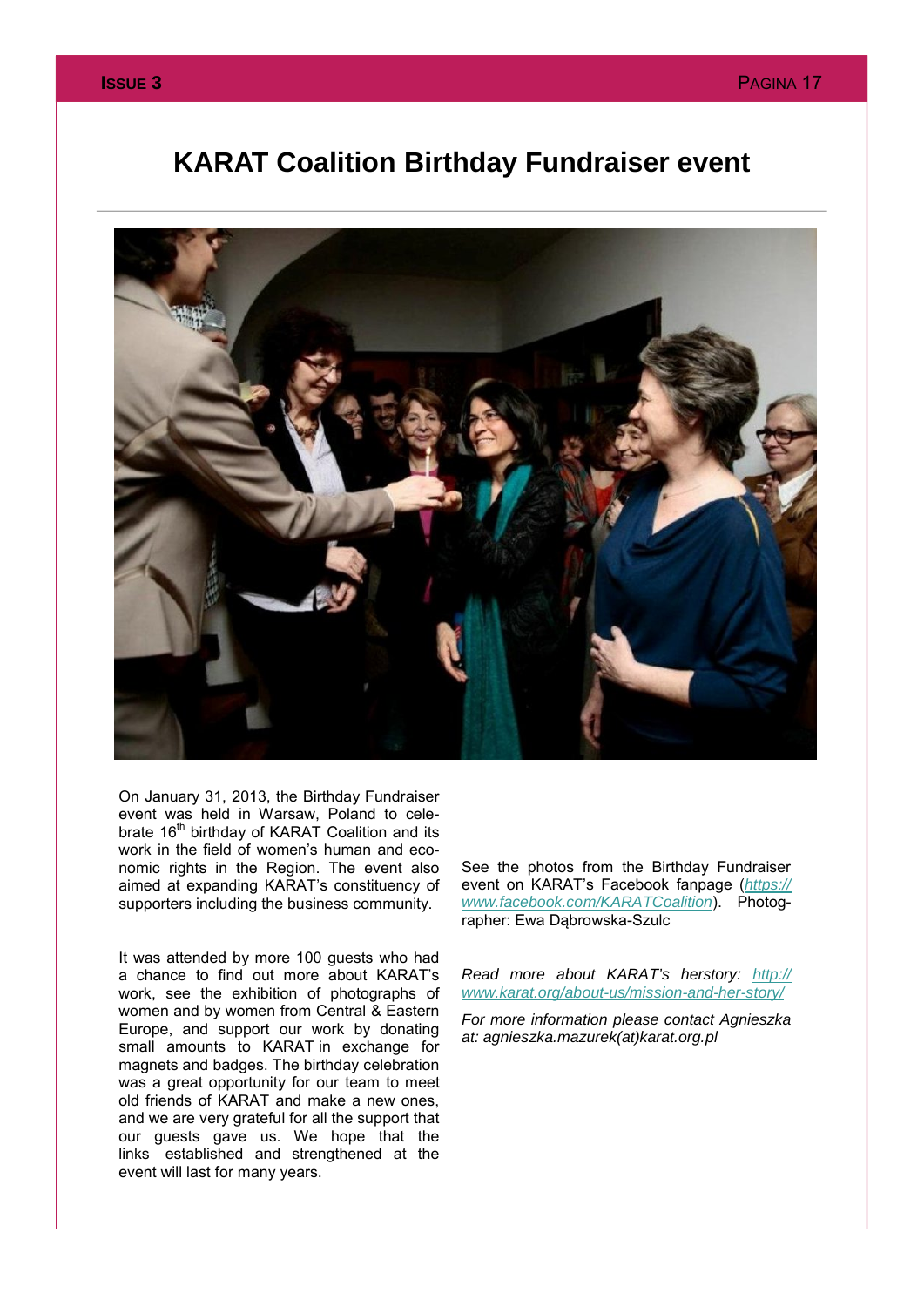# KARAT Coalition Birthday Fundraiser event

On January 31, 2013, the Birthday Fundraiser event was held in Warsaw, Poland to celebrate 16th birthday of KARAT Coalition and its work in the field of women's human and economic rights in the Region. The event also aimed at expanding KARAT's constituency of supporters including the business community.

It was attended by more 100 guests who had a chance to find out more about KARAT's work, see the exhibition of photographs of women and by women from Central & Eastern Europe, and support our work by donating small amounts to KARAT in exchange for magnets and badges. The birthday celebration was a great opportunity for our team to meet old friends of KARAT and make a new ones, and we are very grateful for all the support that our guests gave us. We hope that the links established and strengthened at the event will last for many years.

See the photos from the Birthday Fundraiser event on KARAT's Facebook fanpage (*https://www.facebook.com/KARATCoalition*). Photographer: Ewa Dąbrowska-Szulc

*Read more about KARAT's herstory: http://www.karat.org/about-us/mission-and-her-story/*

*For more information please contact Agnieszka at: agnieszka.mazurek(at)karat.org.pl*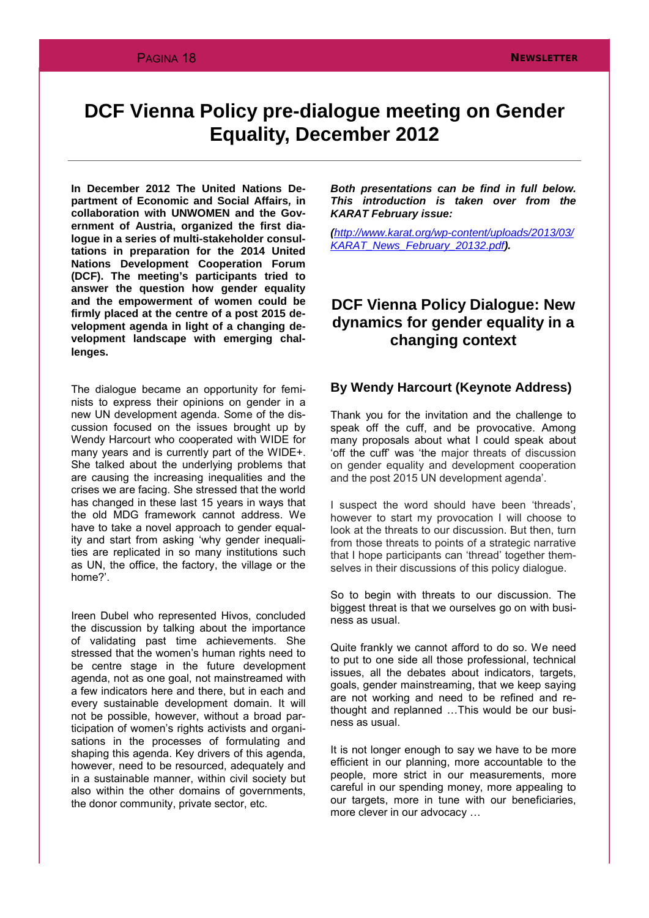# DCF Vienna Policy pre-dialogue meeting on Gender Equality, December 2012

**In December 2012 The United Nations Department of Economic and Social Affairs, in collaboration with UNWOMEN and the Government of Austria, organized the first dialogue in a series of multi-stakeholder consultations in preparation for the 2014 United Nations Development Cooperation Forum (DCF). The meeting's participants tried to answer the question how gender equality and the empowerment of women could be firmly placed at the centre of a post 2015 development agenda in light of a changing development landscape with emerging challenges.**

The dialogue became an opportunity for feminists to express their opinions on gender in a new UN development agenda. Some of the discussion focused on the issues brought up by Wendy Harcourt who cooperated with WIDE for many years and is currently part of the WIDE+. She talked about the underlying problems that are causing the increasing inequalities and the crises we are facing. She stressed that the world has changed in these last 15 years in ways that the old MDG framework cannot address. We have to take a novel approach to gender equality and start from asking 'why gender inequalities are replicated in so many institutions such as UN, the office, the factory, the village or the home?'.

Ireen Dubel who represented Hivos, concluded the discussion by talking about the importance of validating past time achievements. She stressed that the women's human rights need to be centre stage in the future development agenda, not as one goal, not mainstreamed with a few indicators here and there, but in each and every sustainable development domain. It will not be possible, however, without a broad participation of women's rights activists and organisations in the processes of formulating and shaping this agenda. Key drivers of this agenda, however, need to be resourced, adequately and in a sustainable manner, within civil society but also within the other domains of governments, the donor community, private sector, etc.

***Both presentations can be find in full below. This introduction is taken over from the KARAT February issue:***

***(http://www.karat.org/wp-content/uploads/2013/03/KARAT_News_February_20132.pdf).***

## DCF Vienna Policy Dialogue: New dynamics for gender equality in a changing context

### By Wendy Harcourt (Keynote Address)

Thank you for the invitation and the challenge to speak off the cuff, and be provocative. Among many proposals about what I could speak about 'off the cuff' was 'the major threats of discussion on gender equality and development cooperation and the post 2015 UN development agenda'.

I suspect the word should have been 'threads', however to start my provocation I will choose to look at the threats to our discussion. But then, turn from those threats to points of a strategic narrative that I hope participants can 'thread' together themselves in their discussions of this policy dialogue.

So to begin with threats to our discussion. The biggest threat is that we ourselves go on with business as usual.

Quite frankly we cannot afford to do so. We need to put to one side all those professional, technical issues, all the debates about indicators, targets, goals, gender mainstreaming, that we keep saying are not working and need to be refined and rethought and replanned …This would be our business as usual.

It is not longer enough to say we have to be more efficient in our planning, more accountable to the people, more strict in our measurements, more careful in our spending money, more appealing to our targets, more in tune with our beneficiaries, more clever in our advocacy …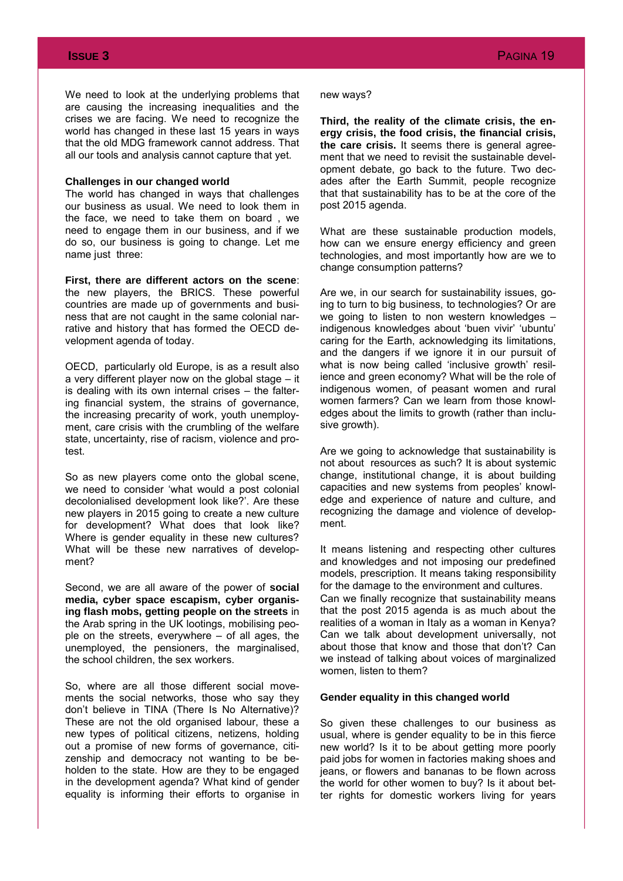We need to look at the underlying problems that are causing the increasing inequalities and the crises we are facing. We need to recognize the world has changed in these last 15 years in ways that the old MDG framework cannot address. That all our tools and analysis cannot capture that yet.

#### Challenges in our changed world

The world has changed in ways that challenges our business as usual. We need to look them in the face, we need to take them on board , we need to engage them in our business, and if we do so, our business is going to change. Let me name just three:

**First, there are different actors on the scene**: the new players, the BRICS. These powerful countries are made up of governments and business that are not caught in the same colonial narrative and history that has formed the OECD development agenda of today.

OECD, particularly old Europe, is as a result also a very different player now on the global stage – it is dealing with its own internal crises – the faltering financial system, the strains of governance, the increasing precarity of work, youth unemployment, care crisis with the crumbling of the welfare state, uncertainty, rise of racism, violence and protest.

So as new players come onto the global scene, we need to consider 'what would a post colonial decolonialised development look like?'. Are these new players in 2015 going to create a new culture for development? What does that look like? Where is gender equality in these new cultures? What will be these new narratives of development?

Second, we are all aware of the power of **social media, cyber space escapism, cyber organising flash mobs, getting people on the streets** in the Arab spring in the UK lootings, mobilising people on the streets, everywhere – of all ages, the unemployed, the pensioners, the marginalised, the school children, the sex workers.

So, where are all those different social movements the social networks, those who say they don't believe in TINA (There Is No Alternative)? These are not the old organised labour, these a new types of political citizens, netizens, holding out a promise of new forms of governance, citizenship and democracy not wanting to be beholden to the state. How are they to be engaged in the development agenda? What kind of gender equality is informing their efforts to organise in new ways?

**Third, the reality of the climate crisis, the energy crisis, the food crisis, the financial crisis, the care crisis.** It seems there is general agreement that we need to revisit the sustainable development debate, go back to the future. Two decades after the Earth Summit, people recognize that that sustainability has to be at the core of the post 2015 agenda.

What are these sustainable production models, how can we ensure energy efficiency and green technologies, and most importantly how are we to change consumption patterns?

Are we, in our search for sustainability issues, going to turn to big business, to technologies? Or are we going to listen to non western knowledges – indigenous knowledges about 'buen vivir' 'ubuntu' caring for the Earth, acknowledging its limitations, and the dangers if we ignore it in our pursuit of what is now being called 'inclusive growth' resilience and green economy? What will be the role of indigenous women, of peasant women and rural women farmers? Can we learn from those knowledges about the limits to growth (rather than inclusive growth).

Are we going to acknowledge that sustainability is not about resources as such? It is about systemic change, institutional change, it is about building capacities and new systems from peoples' knowledge and experience of nature and culture, and recognizing the damage and violence of development.

It means listening and respecting other cultures and knowledges and not imposing our predefined models, prescription. It means taking responsibility for the damage to the environment and cultures.
Can we finally recognize that sustainability means that the post 2015 agenda is as much about the realities of a woman in Italy as a woman in Kenya? Can we talk about development universally, not about those that know and those that don't? Can we instead of talking about voices of marginalized women, listen to them?

#### Gender equality in this changed world

So given these challenges to our business as usual, where is gender equality to be in this fierce new world? Is it to be about getting more poorly paid jobs for women in factories making shoes and jeans, or flowers and bananas to be flown across the world for other women to buy? Is it about better rights for domestic workers living for years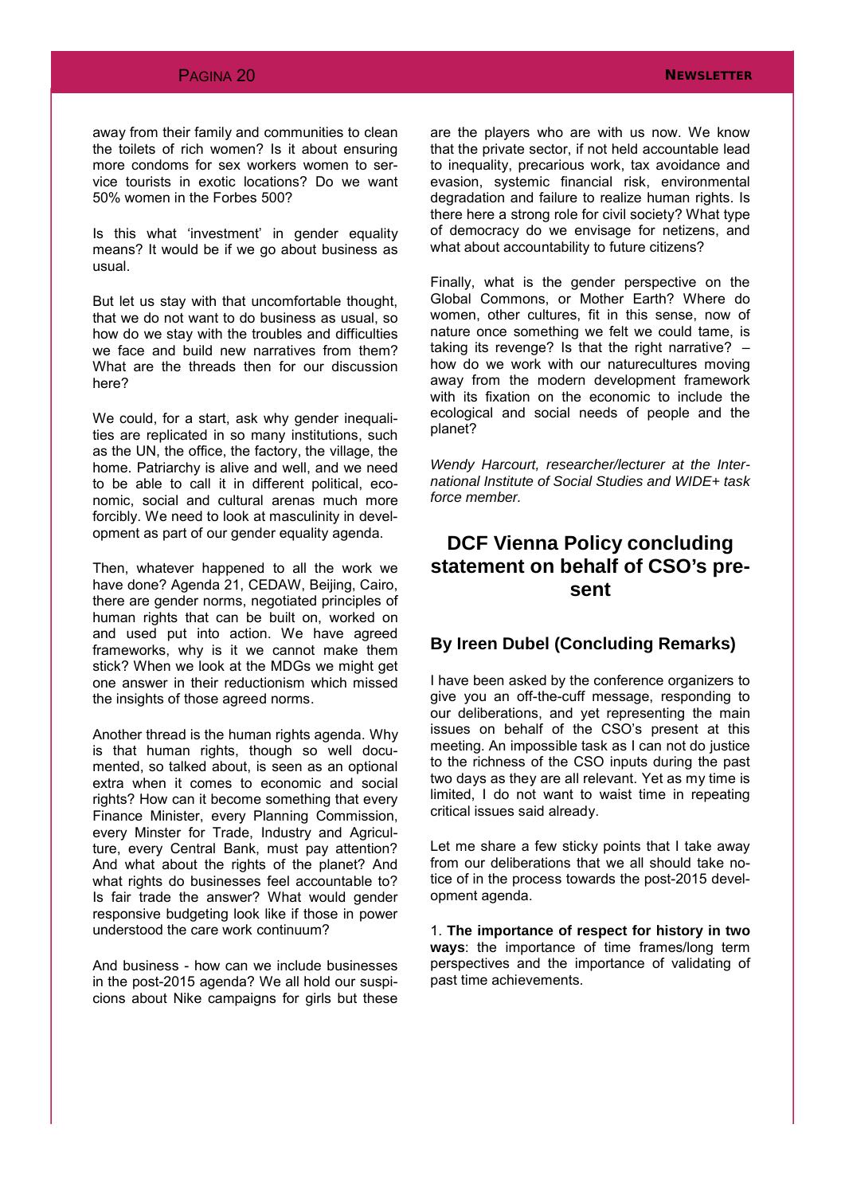away from their family and communities to clean the toilets of rich women? Is it about ensuring more condoms for sex workers women to service tourists in exotic locations? Do we want 50% women in the Forbes 500?

Is this what 'investment' in gender equality means? It would be if we go about business as usual.

But let us stay with that uncomfortable thought, that we do not want to do business as usual, so how do we stay with the troubles and difficulties we face and build new narratives from them? What are the threads then for our discussion here?

We could, for a start, ask why gender inequalities are replicated in so many institutions, such as the UN, the office, the factory, the village, the home. Patriarchy is alive and well, and we need to be able to call it in different political, economic, social and cultural arenas much more forcibly. We need to look at masculinity in development as part of our gender equality agenda.

Then, whatever happened to all the work we have done? Agenda 21, CEDAW, Beijing, Cairo, there are gender norms, negotiated principles of human rights that can be built on, worked on and used put into action. We have agreed frameworks, why is it we cannot make them stick? When we look at the MDGs we might get one answer in their reductionism which missed the insights of those agreed norms.

Another thread is the human rights agenda. Why is that human rights, though so well documented, so talked about, is seen as an optional extra when it comes to economic and social rights? How can it become something that every Finance Minister, every Planning Commission, every Minster for Trade, Industry and Agriculture, every Central Bank, must pay attention? And what about the rights of the planet? And what rights do businesses feel accountable to? Is fair trade the answer? What would gender responsive budgeting look like if those in power understood the care work continuum?

And business - how can we include businesses in the post-2015 agenda? We all hold our suspicions about Nike campaigns for girls but these are the players who are with us now. We know that the private sector, if not held accountable lead to inequality, precarious work, tax avoidance and evasion, systemic financial risk, environmental degradation and failure to realize human rights. Is there here a strong role for civil society? What type of democracy do we envisage for netizens, and what about accountability to future citizens?

Finally, what is the gender perspective on the Global Commons, or Mother Earth? Where do women, other cultures, fit in this sense, now of nature once something we felt we could tame, is taking its revenge? Is that the right narrative? – how do we work with our naturecultures moving away from the modern development framework with its fixation on the economic to include the ecological and social needs of people and the planet?

*Wendy Harcourt, researcher/lecturer at the International Institute of Social Studies and WIDE+ task force member.*

## DCF Vienna Policy concluding statement on behalf of CSO's present

### By Ireen Dubel (Concluding Remarks)

I have been asked by the conference organizers to give you an off-the-cuff message, responding to our deliberations, and yet representing the main issues on behalf of the CSO's present at this meeting. An impossible task as I can not do justice to the richness of the CSO inputs during the past two days as they are all relevant. Yet as my time is limited, I do not want to waist time in repeating critical issues said already.

Let me share a few sticky points that I take away from our deliberations that we all should take notice of in the process towards the post-2015 development agenda.

1. **The importance of respect for history in two ways**: the importance of time frames/long term perspectives and the importance of validating of past time achievements.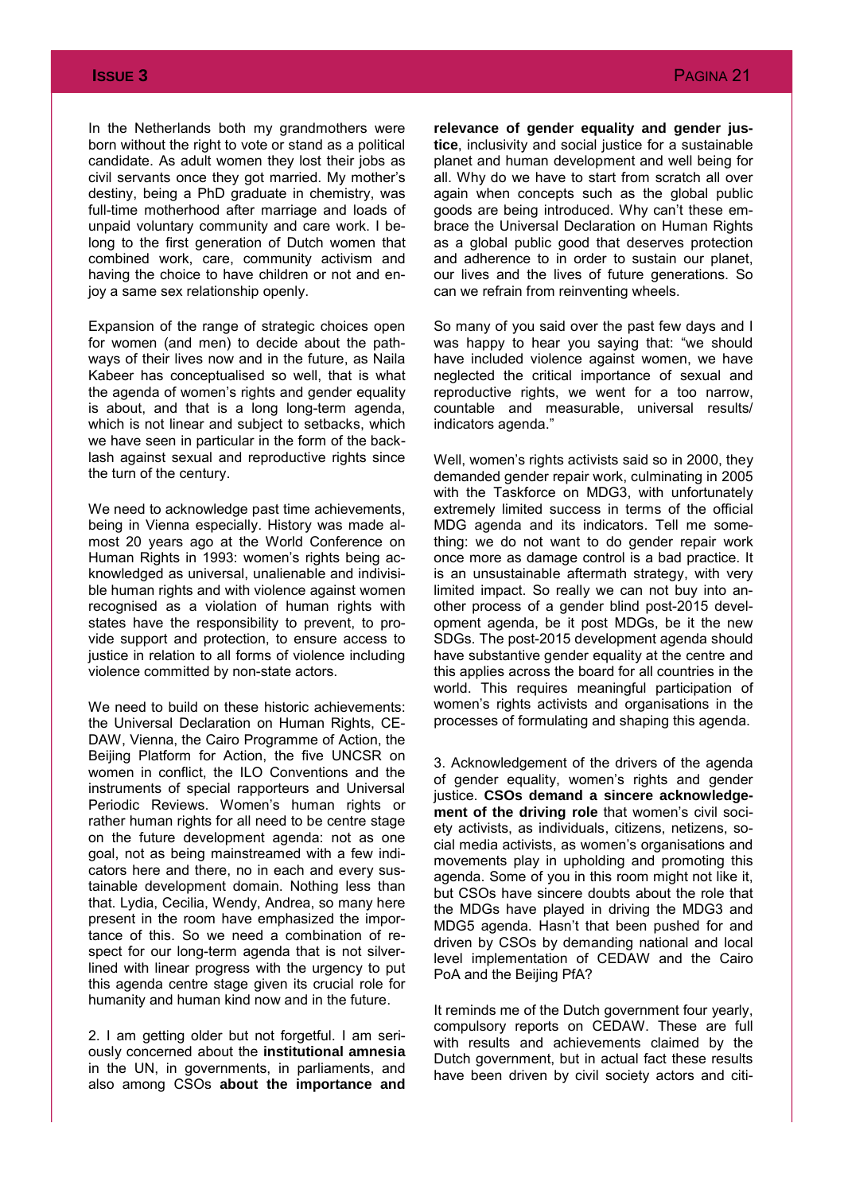In the Netherlands both my grandmothers were born without the right to vote or stand as a political candidate. As adult women they lost their jobs as civil servants once they got married. My mother's destiny, being a PhD graduate in chemistry, was full-time motherhood after marriage and loads of unpaid voluntary community and care work. I belong to the first generation of Dutch women that combined work, care, community activism and having the choice to have children or not and enjoy a same sex relationship openly.

Expansion of the range of strategic choices open for women (and men) to decide about the pathways of their lives now and in the future, as Naila Kabeer has conceptualised so well, that is what the agenda of women's rights and gender equality is about, and that is a long long-term agenda, which is not linear and subject to setbacks, which we have seen in particular in the form of the backlash against sexual and reproductive rights since the turn of the century.

We need to acknowledge past time achievements, being in Vienna especially. History was made almost 20 years ago at the World Conference on Human Rights in 1993: women's rights being acknowledged as universal, unalienable and indivisible human rights and with violence against women recognised as a violation of human rights with states have the responsibility to prevent, to provide support and protection, to ensure access to justice in relation to all forms of violence including violence committed by non-state actors.

We need to build on these historic achievements: the Universal Declaration on Human Rights, CEDAW, Vienna, the Cairo Programme of Action, the Beijing Platform for Action, the five UNCSR on women in conflict, the ILO Conventions and the instruments of special rapporteurs and Universal Periodic Reviews. Women's human rights or rather human rights for all need to be centre stage on the future development agenda: not as one goal, not as being mainstreamed with a few indicators here and there, no in each and every sustainable development domain. Nothing less than that. Lydia, Cecilia, Wendy, Andrea, so many here present in the room have emphasized the importance of this. So we need a combination of respect for our long-term agenda that is not silverlined with linear progress with the urgency to put this agenda centre stage given its crucial role for humanity and human kind now and in the future.

2. I am getting older but not forgetful. I am seriously concerned about the **institutional amnesia** in the UN, in governments, in parliaments, and also among CSOs **about the importance and relevance of gender equality and gender justice**, inclusivity and social justice for a sustainable planet and human development and well being for all. Why do we have to start from scratch all over again when concepts such as the global public goods are being introduced. Why can't these embrace the Universal Declaration on Human Rights as a global public good that deserves protection and adherence to in order to sustain our planet, our lives and the lives of future generations. So can we refrain from reinventing wheels.

So many of you said over the past few days and I was happy to hear you saying that: "we should have included violence against women, we have neglected the critical importance of sexual and reproductive rights, we went for a too narrow, countable and measurable, universal results/ indicators agenda."

Well, women's rights activists said so in 2000, they demanded gender repair work, culminating in 2005 with the Taskforce on MDG3, with unfortunately extremely limited success in terms of the official MDG agenda and its indicators. Tell me something: we do not want to do gender repair work once more as damage control is a bad practice. It is an unsustainable aftermath strategy, with very limited impact. So really we can not buy into another process of a gender blind post-2015 development agenda, be it post MDGs, be it the new SDGs. The post-2015 development agenda should have substantive gender equality at the centre and this applies across the board for all countries in the world. This requires meaningful participation of women's rights activists and organisations in the processes of formulating and shaping this agenda.

3. Acknowledgement of the drivers of the agenda of gender equality, women's rights and gender justice. **CSOs demand a sincere acknowledgement of the driving role** that women's civil society activists, as individuals, citizens, netizens, social media activists, as women's organisations and movements play in upholding and promoting this agenda. Some of you in this room might not like it, but CSOs have sincere doubts about the role that the MDGs have played in driving the MDG3 and MDG5 agenda. Hasn't that been pushed for and driven by CSOs by demanding national and local level implementation of CEDAW and the Cairo PoA and the Beijing PfA?

It reminds me of the Dutch government four yearly, compulsory reports on CEDAW. These are full with results and achievements claimed by the Dutch government, but in actual fact these results have been driven by civil society actors and citi-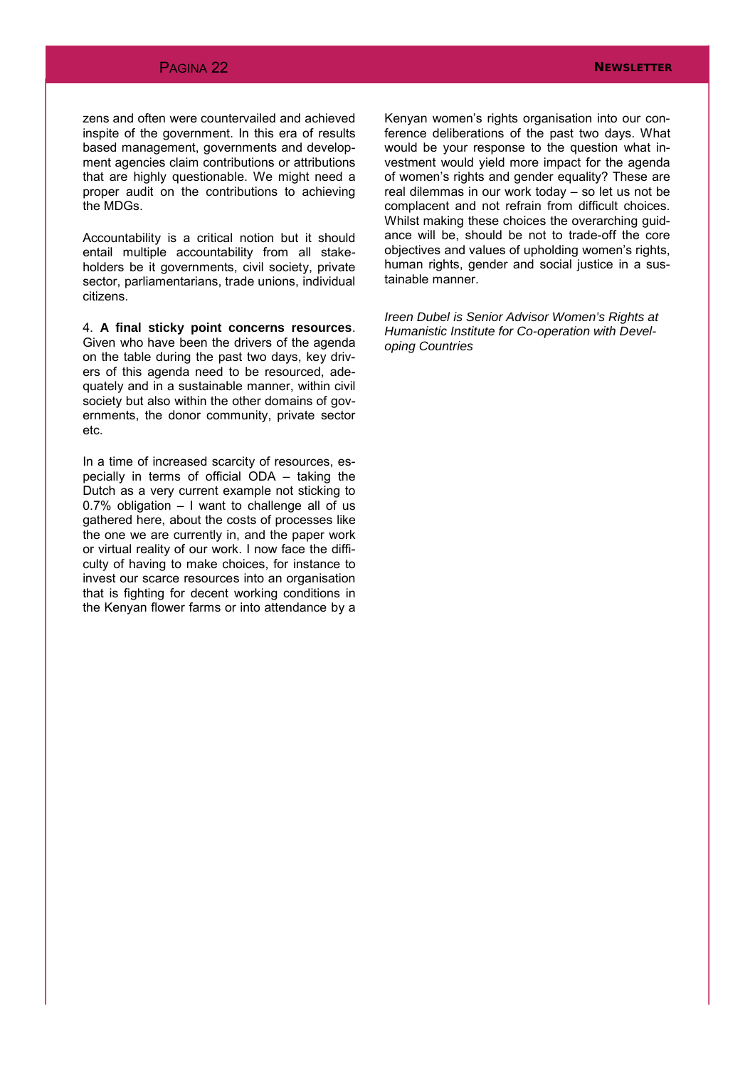zens and often were countervailed and achieved inspite of the government. In this era of results based management, governments and development agencies claim contributions or attributions that are highly questionable. We might need a proper audit on the contributions to achieving the MDGs.

Accountability is a critical notion but it should entail multiple accountability from all stakeholders be it governments, civil society, private sector, parliamentarians, trade unions, individual citizens.

4. **A final sticky point concerns resources**. Given who have been the drivers of the agenda on the table during the past two days, key drivers of this agenda need to be resourced, adequately and in a sustainable manner, within civil society but also within the other domains of governments, the donor community, private sector etc.

In a time of increased scarcity of resources, especially in terms of official ODA – taking the Dutch as a very current example not sticking to 0.7% obligation – I want to challenge all of us gathered here, about the costs of processes like the one we are currently in, and the paper work or virtual reality of our work. I now face the difficulty of having to make choices, for instance to invest our scarce resources into an organisation that is fighting for decent working conditions in the Kenyan flower farms or into attendance by a Kenyan women's rights organisation into our conference deliberations of the past two days. What would be your response to the question what investment would yield more impact for the agenda of women's rights and gender equality? These are real dilemmas in our work today – so let us not be complacent and not refrain from difficult choices. Whilst making these choices the overarching guidance will be, should be not to trade-off the core objectives and values of upholding women's rights, human rights, gender and social justice in a sustainable manner.

*Ireen Dubel is Senior Advisor Women's Rights at Humanistic Institute for Co-operation with Developing Countries*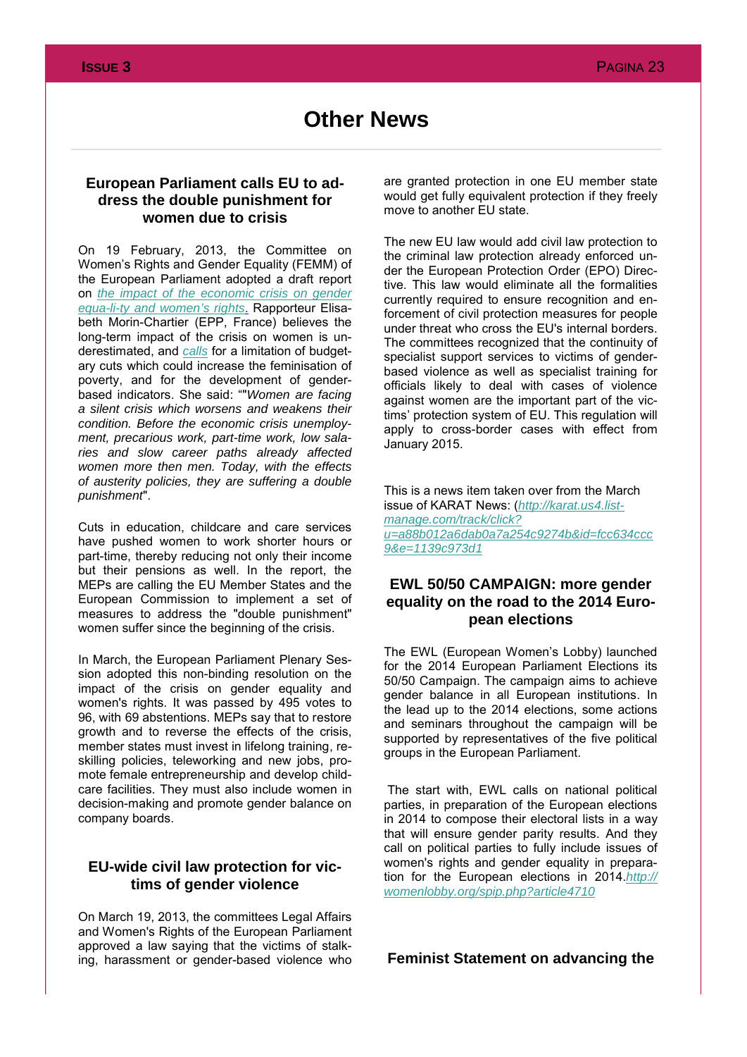# Other News

## European Parliament calls EU to address the double punishment for women due to crisis

On 19 February, 2013, the Committee on Women's Rights and Gender Equality (FEMM) of the European Parliament adopted a draft report on *the impact of the economic crisis on gender equa-li-ty and women's rights*. Rapporteur Elisabeth Morin-Chartier (EPP, France) believes the long-term impact of the crisis on women is underestimated, and *calls* for a limitation of budgetary cuts which could increase the feminisation of poverty, and for the development of gender-based indicators. She said: ""*Women are facing a silent crisis which worsens and weakens their condition. Before the economic crisis unemployment, precarious work, part-time work, low salaries and slow career paths already affected women more then men. Today, with the effects of austerity policies, they are suffering a double punishment*".

Cuts in education, childcare and care services have pushed women to work shorter hours or part-time, thereby reducing not only their income but their pensions as well. In the report, the MEPs are calling the EU Member States and the European Commission to implement a set of measures to address the "double punishment" women suffer since the beginning of the crisis.

In March, the European Parliament Plenary Session adopted this non-binding resolution on the impact of the crisis on gender equality and women's rights. It was passed by 495 votes to 96, with 69 abstentions. MEPs say that to restore growth and to reverse the effects of the crisis, member states must invest in lifelong training, reskilling policies, teleworking and new jobs, promote female entrepreneurship and develop childcare facilities. They must also include women in decision-making and promote gender balance on company boards.

## EU-wide civil law protection for victims of gender violence

On March 19, 2013, the committees Legal Affairs and Women's Rights of the European Parliament approved a law saying that the victims of stalking, harassment or gender-based violence who are granted protection in one EU member state would get fully equivalent protection if they freely move to another EU state.

The new EU law would add civil law protection to the criminal law protection already enforced under the European Protection Order (EPO) Directive. This law would eliminate all the formalities currently required to ensure recognition and enforcement of civil protection measures for people under threat who cross the EU's internal borders. The committees recognized that the continuity of specialist support services to victims of gender-based violence as well as specialist training for officials likely to deal with cases of violence against women are the important part of the victims' protection system of EU. This regulation will apply to cross-border cases with effect from January 2015.

This is a news item taken over from the March issue of KARAT News: (*http://karat.us4.list-manage.com/track/click?u=a88b012a6dab0a7a254c9274b&id=fcc634ccc9&e=1139c973d1*

## EWL 50/50 CAMPAIGN: more gender equality on the road to the 2014 European elections

The EWL (European Women's Lobby) launched for the 2014 European Parliament Elections its 50/50 Campaign. The campaign aims to achieve gender balance in all European institutions. In the lead up to the 2014 elections, some actions and seminars throughout the campaign will be supported by representatives of the five political groups in the European Parliament.

The start with, EWL calls on national political parties, in preparation of the European elections in 2014 to compose their electoral lists in a way that will ensure gender parity results. And they call on political parties to fully include issues of women's rights and gender equality in preparation for the European elections in 2014.*http://womenlobby.org/spip.php?article4710*

## Feminist Statement on advancing the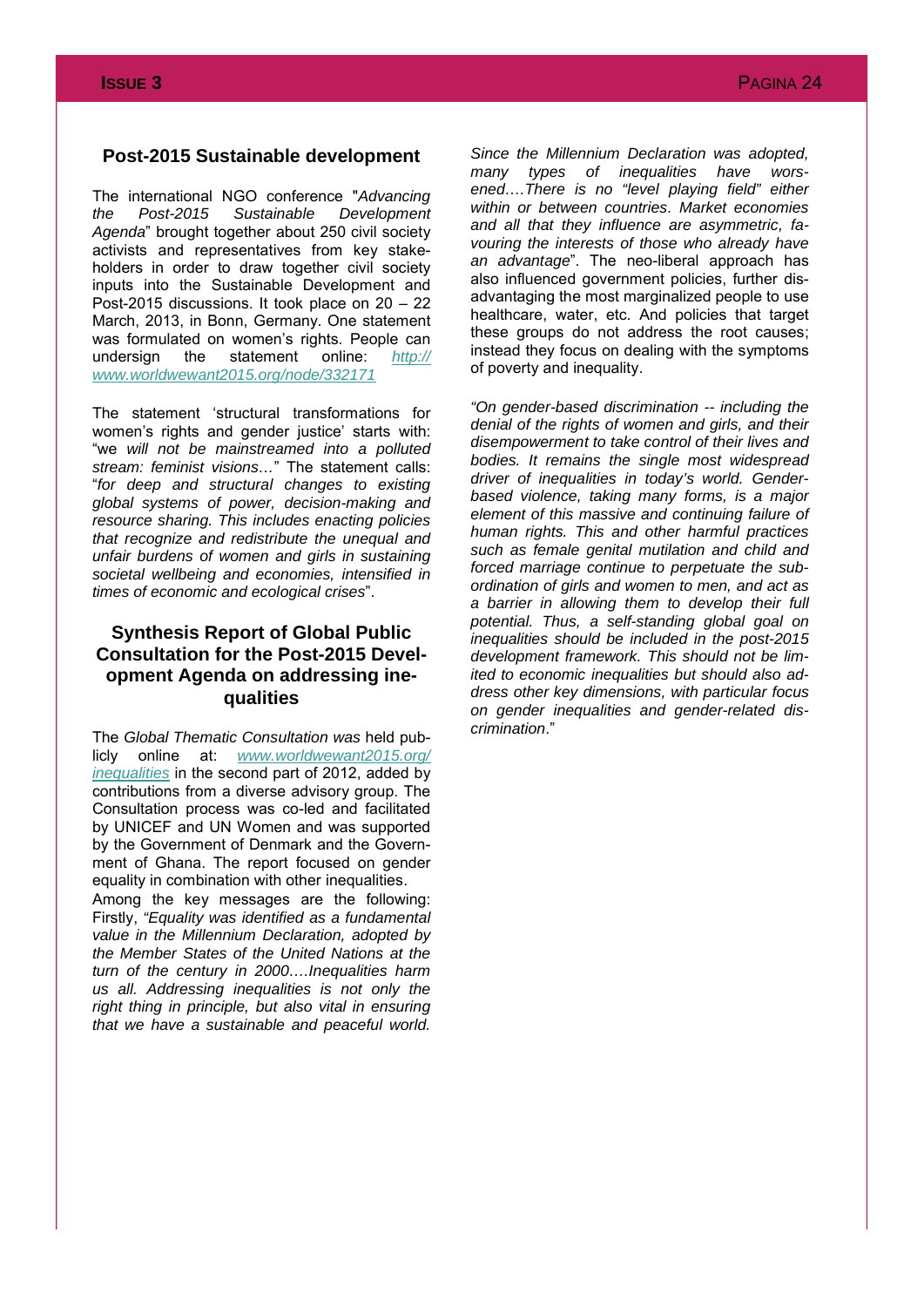## Post-2015 Sustainable development

The international NGO conference "*Advancing the Post-2015 Sustainable Development Agenda*" brought together about 250 civil society activists and representatives from key stakeholders in order to draw together civil society inputs into the Sustainable Development and Post-2015 discussions. It took place on 20 – 22 March, 2013, in Bonn, Germany. One statement was formulated on women's rights. People can undersign the statement online: *http://www.worldwewant2015.org/node/332171*

The statement 'structural transformations for women's rights and gender justice' starts with: "we *will not be mainstreamed into a polluted stream: feminist visions…*" The statement calls: "*for deep and structural changes to existing global systems of power, decision-making and resource sharing. This includes enacting policies that recognize and redistribute the unequal and unfair burdens of women and girls in sustaining societal wellbeing and economies, intensified in times of economic and ecological crises*".

## Synthesis Report of Global Public Consultation for the Post-2015 Development Agenda on addressing inequalities

The *Global Thematic Consultation was* held publicly online at: *www.worldwewant2015.org/inequalities* in the second part of 2012, added by contributions from a diverse advisory group. The Consultation process was co-led and facilitated by UNICEF and UN Women and was supported by the Government of Denmark and the Government of Ghana. The report focused on gender equality in combination with other inequalities.

Among the key messages are the following: Firstly, *"Equality was identified as a fundamental value in the Millennium Declaration, adopted by the Member States of the United Nations at the turn of the century in 2000.…Inequalities harm us all. Addressing inequalities is not only the right thing in principle, but also vital in ensuring that we have a sustainable and peaceful world. Since the Millennium Declaration was adopted, many types of inequalities have worsened.…There is no "level playing field" either within or between countries. Market economies and all that they influence are asymmetric, favouring the interests of those who already have an advantage*". The neo-liberal approach has also influenced government policies, further disadvantaging the most marginalized people to use healthcare, water, etc. And policies that target these groups do not address the root causes; instead they focus on dealing with the symptoms of poverty and inequality.

*"On gender-based discrimination -- including the denial of the rights of women and girls, and their disempowerment to take control of their lives and bodies. It remains the single most widespread driver of inequalities in today's world. Gender-based violence, taking many forms, is a major element of this massive and continuing failure of human rights. This and other harmful practices such as female genital mutilation and child and forced marriage continue to perpetuate the subordination of girls and women to men, and act as a barrier in allowing them to develop their full potential. Thus, a self-standing global goal on inequalities should be included in the post-2015 development framework. This should not be limited to economic inequalities but should also address other key dimensions, with particular focus on gender inequalities and gender-related discrimination*."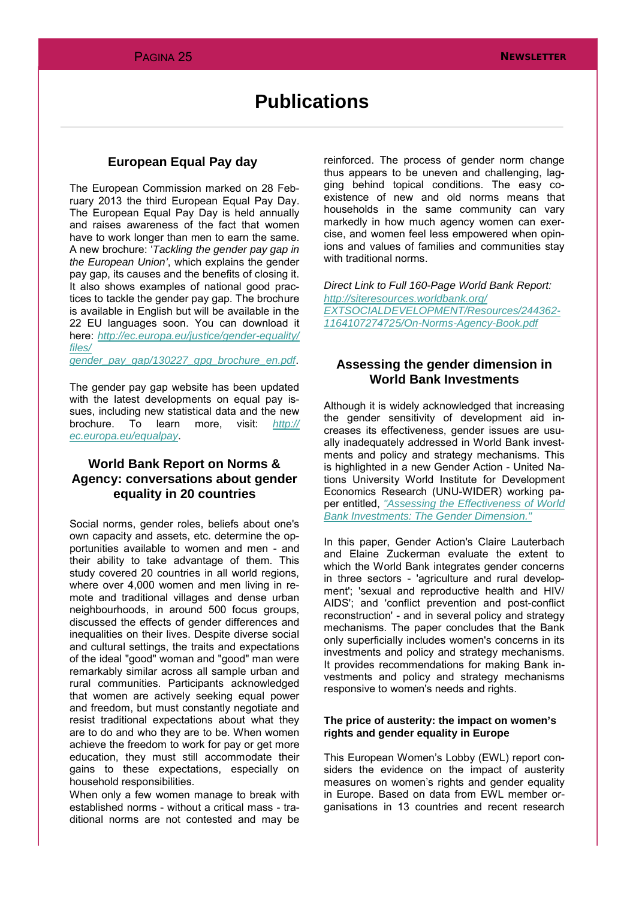# Publications

## European Equal Pay day

The European Commission marked on 28 February 2013 the third European Equal Pay Day. The European Equal Pay Day is held annually and raises awareness of the fact that women have to work longer than men to earn the same. A new brochure: '*Tackling the gender pay gap in the European Union'*, which explains the gender pay gap, its causes and the benefits of closing it. It also shows examples of national good practices to tackle the gender pay gap. The brochure is available in English but will be available in the 22 EU languages soon. You can download it here: *http://ec.europa.eu/justice/gender-equality/files/gender_pay_gap/130227_gpg_brochure_en.pdf*.

The gender pay gap website has been updated with the latest developments on equal pay issues, including new statistical data and the new brochure. To learn more, visit: *http://ec.europa.eu/equalpay*.

## World Bank Report on Norms & Agency: conversations about gender equality in 20 countries

Social norms, gender roles, beliefs about one's own capacity and assets, etc. determine the opportunities available to women and men - and their ability to take advantage of them. This study covered 20 countries in all world regions, where over 4,000 women and men living in remote and traditional villages and dense urban neighbourhoods, in around 500 focus groups, discussed the effects of gender differences and inequalities on their lives. Despite diverse social and cultural settings, the traits and expectations of the ideal "good" woman and "good" man were remarkably similar across all sample urban and rural communities. Participants acknowledged that women are actively seeking equal power and freedom, but must constantly negotiate and resist traditional expectations about what they are to do and who they are to be. When women achieve the freedom to work for pay or get more education, they must still accommodate their gains to these expectations, especially on household responsibilities.
When only a few women manage to break with established norms - without a critical mass - traditional norms are not contested and may be reinforced. The process of gender norm change thus appears to be uneven and challenging, lagging behind topical conditions. The easy coexistence of new and old norms means that households in the same community can vary markedly in how much agency women can exercise, and women feel less empowered when opinions and values of families and communities stay with traditional norms.

*Direct Link to Full 160-Page World Bank Report: http://siteresources.worldbank.org/EXTSOCIALDEVELOPMENT/Resources/244362-1164107274725/On-Norms-Agency-Book.pdf*

## Assessing the gender dimension in World Bank Investments

Although it is widely acknowledged that increasing the gender sensitivity of development aid increases its effectiveness, gender issues are usually inadequately addressed in World Bank investments and policy and strategy mechanisms. This is highlighted in a new Gender Action - United Nations University World Institute for Development Economics Research (UNU-WIDER) working paper entitled, *"Assessing the Effectiveness of World Bank Investments: The Gender Dimension."*

In this paper, Gender Action's Claire Lauterbach and Elaine Zuckerman evaluate the extent to which the World Bank integrates gender concerns in three sectors - 'agriculture and rural development'; 'sexual and reproductive health and HIV/AIDS'; and 'conflict prevention and post-conflict reconstruction' - and in several policy and strategy mechanisms. The paper concludes that the Bank only superficially includes women's concerns in its investments and policy and strategy mechanisms. It provides recommendations for making Bank investments and policy and strategy mechanisms responsive to women's needs and rights.

**The price of austerity: the impact on women's rights and gender equality in Europe**

This European Women's Lobby (EWL) report considers the evidence on the impact of austerity measures on women's rights and gender equality in Europe. Based on data from EWL member organisations in 13 countries and recent research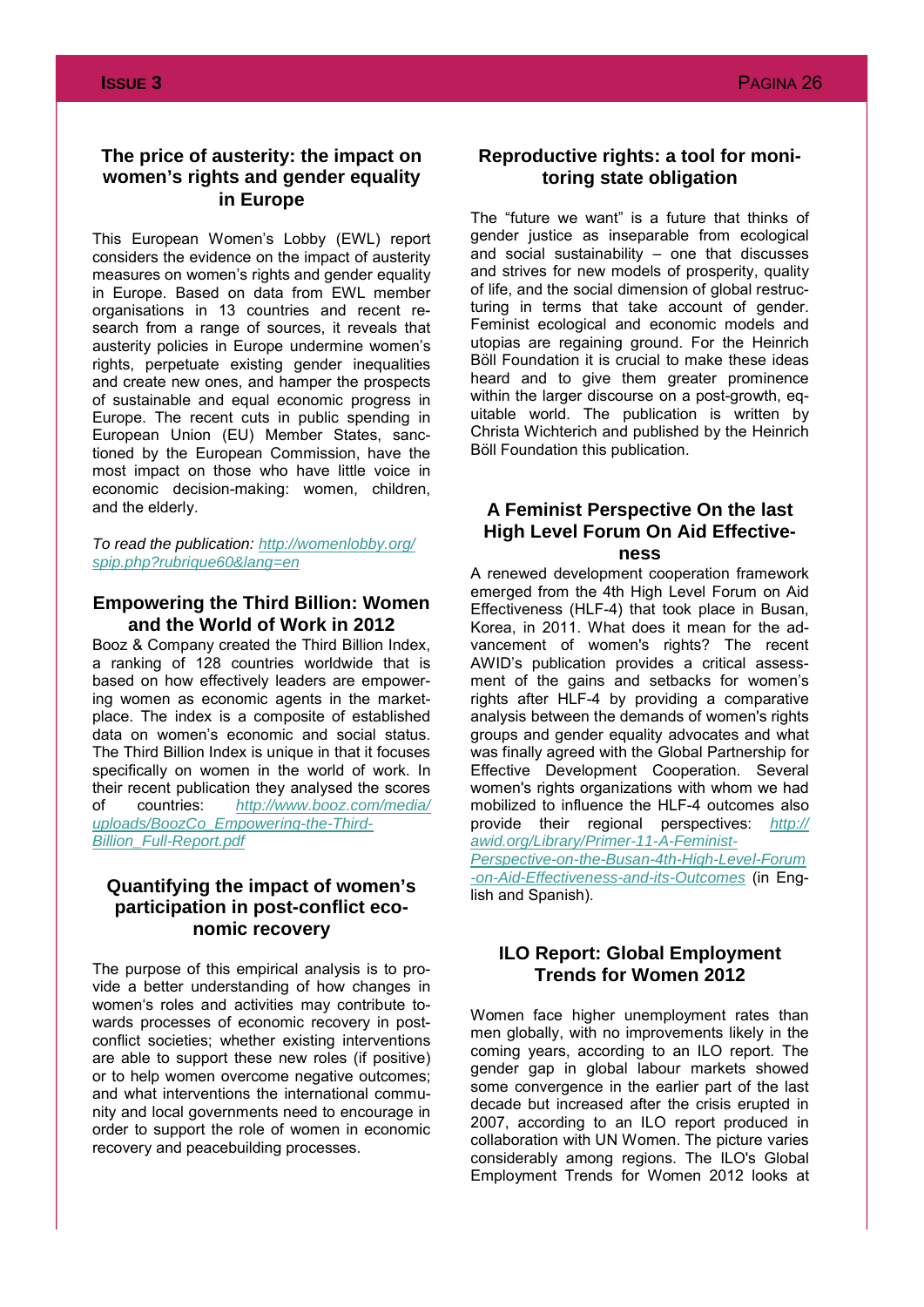## The price of austerity: the impact on women's rights and gender equality in Europe

This European Women's Lobby (EWL) report considers the evidence on the impact of austerity measures on women's rights and gender equality in Europe. Based on data from EWL member organisations in 13 countries and recent research from a range of sources, it reveals that austerity policies in Europe undermine women's rights, perpetuate existing gender inequalities and create new ones, and hamper the prospects of sustainable and equal economic progress in Europe. The recent cuts in public spending in European Union (EU) Member States, sanctioned by the European Commission, have the most impact on those who have little voice in economic decision-making: women, children, and the elderly.

*To read the publication: http://womenlobby.org/spip.php?rubrique60&lang=en*

## Empowering the Third Billion: Women and the World of Work in 2012

Booz & Company created the Third Billion Index, a ranking of 128 countries worldwide that is based on how effectively leaders are empowering women as economic agents in the marketplace. The index is a composite of established data on women's economic and social status. The Third Billion Index is unique in that it focuses specifically on women in the world of work. In their recent publication they analysed the scores of countries: http://www.booz.com/media/uploads/BoozCo_Empowering-the-Third-Billion_Full-Report.pdf

## Quantifying the impact of women's participation in post-conflict economic recovery

The purpose of this empirical analysis is to provide a better understanding of how changes in women's roles and activities may contribute towards processes of economic recovery in post-conflict societies; whether existing interventions are able to support these new roles (if positive) or to help women overcome negative outcomes; and what interventions the international community and local governments need to encourage in order to support the role of women in economic recovery and peacebuilding processes.

## Reproductive rights: a tool for monitoring state obligation

The "future we want" is a future that thinks of gender justice as inseparable from ecological and social sustainability – one that discusses and strives for new models of prosperity, quality of life, and the social dimension of global restructuring in terms that take account of gender. Feminist ecological and economic models and utopias are regaining ground. For the Heinrich Böll Foundation it is crucial to make these ideas heard and to give them greater prominence within the larger discourse on a post-growth, equitable world. The publication is written by Christa Wichterich and published by the Heinrich Böll Foundation this publication.

## A Feminist Perspective On the last High Level Forum On Aid Effectiveness

A renewed development cooperation framework emerged from the 4th High Level Forum on Aid Effectiveness (HLF-4) that took place in Busan, Korea, in 2011. What does it mean for the advancement of women's rights? The recent AWID's publication provides a critical assessment of the gains and setbacks for women's rights after HLF-4 by providing a comparative analysis between the demands of women's rights groups and gender equality advocates and what was finally agreed with the Global Partnership for Effective Development Cooperation. Several women's rights organizations with whom we had mobilized to influence the HLF-4 outcomes also provide their regional perspectives: http://awid.org/Library/Primer-11-A-Feminist-Perspective-on-the-Busan-4th-High-Level-Forum-on-Aid-Effectiveness-and-its-Outcomes (in English and Spanish).

## ILO Report: Global Employment Trends for Women 2012

Women face higher unemployment rates than men globally, with no improvements likely in the coming years, according to an ILO report. The gender gap in global labour markets showed some convergence in the earlier part of the last decade but increased after the crisis erupted in 2007, according to an ILO report produced in collaboration with UN Women. The picture varies considerably among regions. The ILO's Global Employment Trends for Women 2012 looks at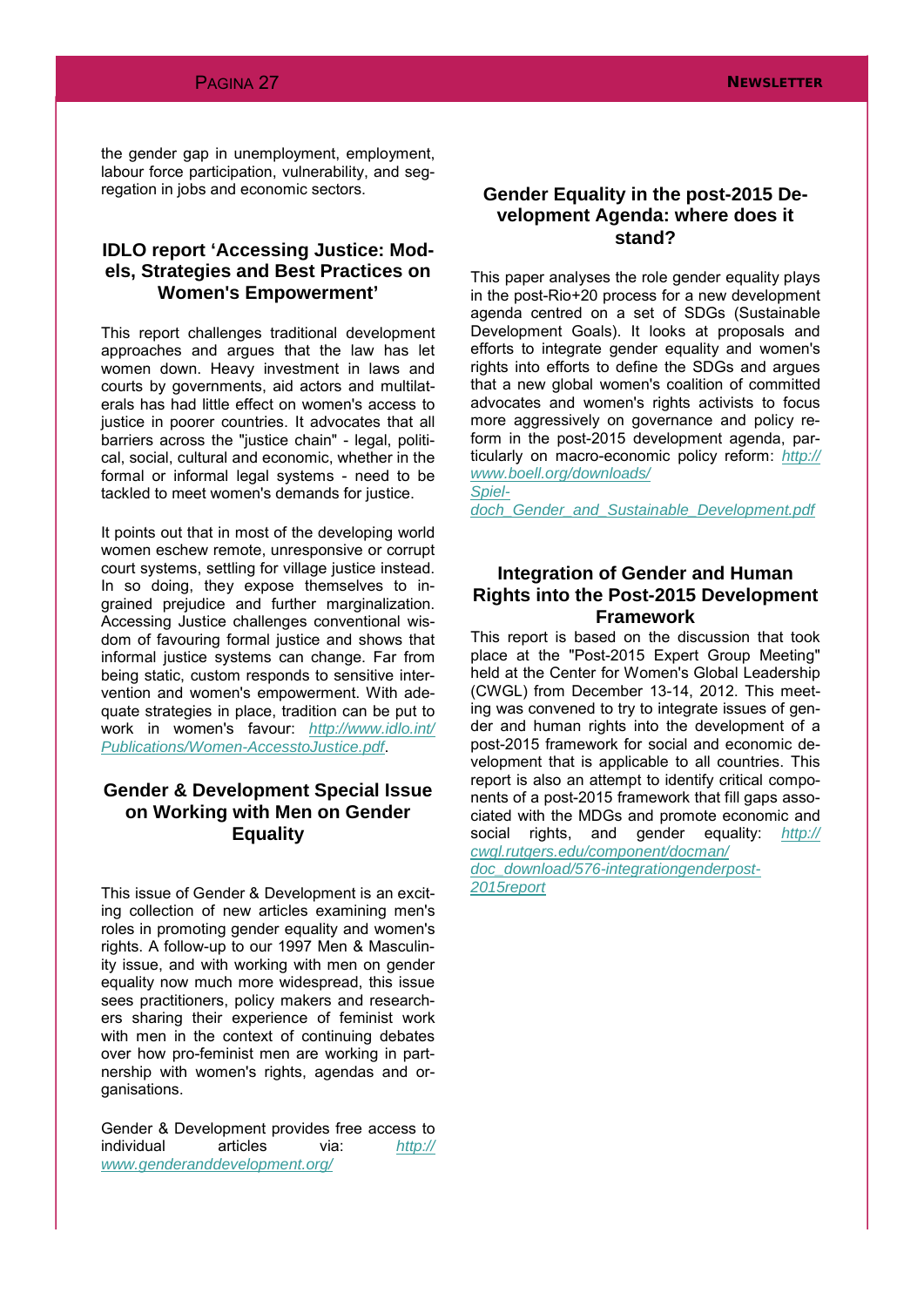the gender gap in unemployment, employment, labour force participation, vulnerability, and segregation in jobs and economic sectors.

## IDLO report 'Accessing Justice: Models, Strategies and Best Practices on Women's Empowerment'

This report challenges traditional development approaches and argues that the law has let women down. Heavy investment in laws and courts by governments, aid actors and multilaterals has had little effect on women's access to justice in poorer countries. It advocates that all barriers across the "justice chain" - legal, political, social, cultural and economic, whether in the formal or informal legal systems - need to be tackled to meet women's demands for justice.

It points out that in most of the developing world women eschew remote, unresponsive or corrupt court systems, settling for village justice instead. In so doing, they expose themselves to ingrained prejudice and further marginalization. Accessing Justice challenges conventional wisdom of favouring formal justice and shows that informal justice systems can change. Far from being static, custom responds to sensitive intervention and women's empowerment. With adequate strategies in place, tradition can be put to work in women's favour: *http://www.idlo.int/Publications/Women-AccesstoJustice.pdf*.

## Gender & Development Special Issue on Working with Men on Gender Equality

This issue of Gender & Development is an exciting collection of new articles examining men's roles in promoting gender equality and women's rights. A follow-up to our 1997 Men & Masculinity issue, and with working with men on gender equality now much more widespread, this issue sees practitioners, policy makers and researchers sharing their experience of feminist work with men in the context of continuing debates over how pro-feminist men are working in partnership with women's rights, agendas and organisations.

Gender & Development provides free access to individual articles via: *http://www.genderanddevelopment.org/*

## Gender Equality in the post-2015 Development Agenda: where does it stand?

This paper analyses the role gender equality plays in the post-Rio+20 process for a new development agenda centred on a set of SDGs (Sustainable Development Goals). It looks at proposals and efforts to integrate gender equality and women's rights into efforts to define the SDGs and argues that a new global women's coalition of committed advocates and women's rights activists to focus more aggressively on governance and policy reform in the post-2015 development agenda, particularly on macro-economic policy reform: *http://www.boell.org/downloads/Spiel-doch_Gender_and_Sustainable_Development.pdf*

## Integration of Gender and Human Rights into the Post-2015 Development Framework

This report is based on the discussion that took place at the "Post-2015 Expert Group Meeting" held at the Center for Women's Global Leadership (CWGL) from December 13-14, 2012. This meeting was convened to try to integrate issues of gender and human rights into the development of a post-2015 framework for social and economic development that is applicable to all countries. This report is also an attempt to identify critical components of a post-2015 framework that fill gaps associated with the MDGs and promote economic and social rights, and gender equality: *http://cwgl.rutgers.edu/component/docman/doc_download/576-integrationgenderpost-2015report*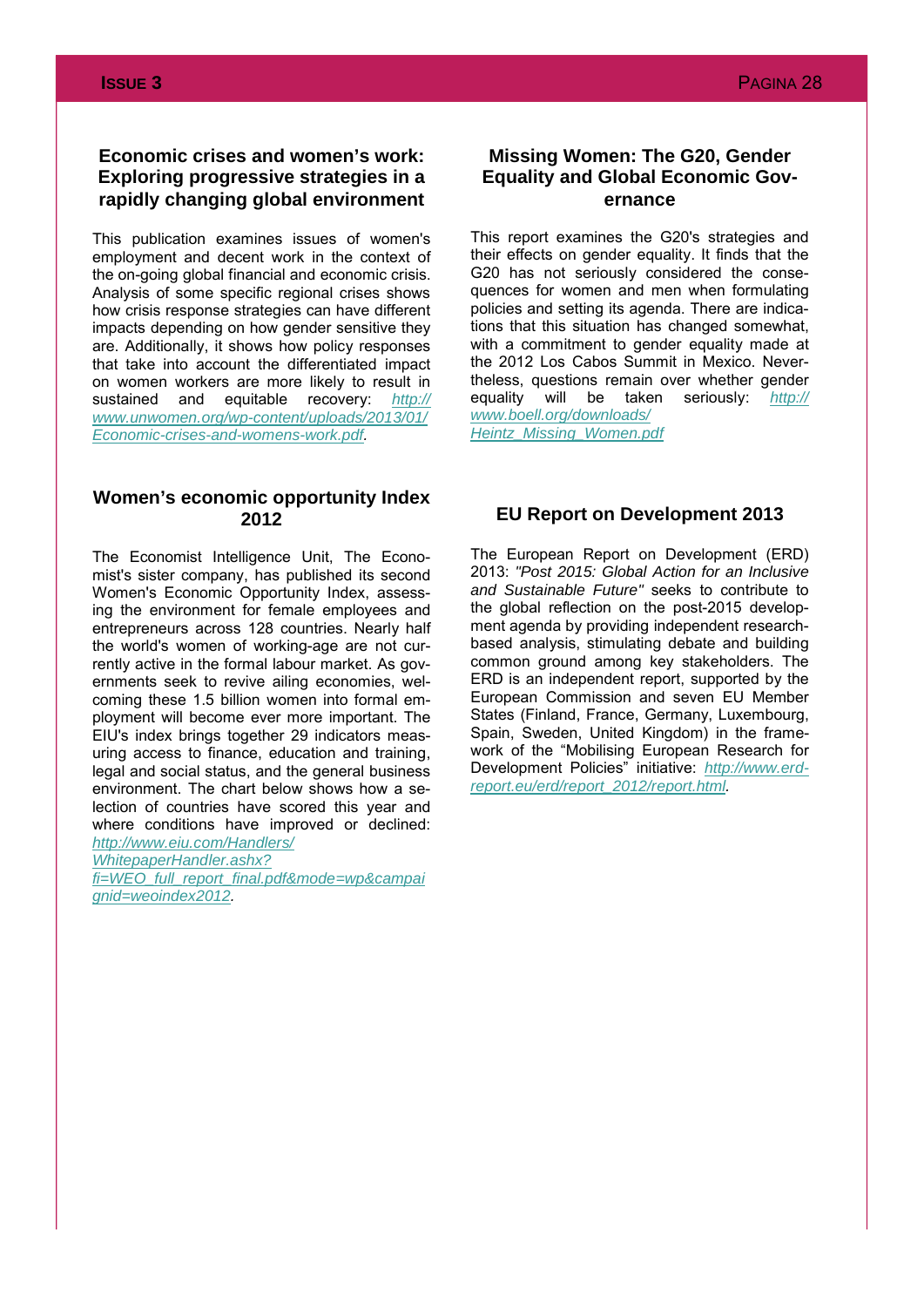## Economic crises and women's work: Exploring progressive strategies in a rapidly changing global environment

This publication examines issues of women's employment and decent work in the context of the on-going global financial and economic crisis. Analysis of some specific regional crises shows how crisis response strategies can have different impacts depending on how gender sensitive they are. Additionally, it shows how policy responses that take into account the differentiated impact on women workers are more likely to result in sustained and equitable recovery: *http://www.unwomen.org/wp-content/uploads/2013/01/Economic-crises-and-womens-work.pdf*.

## Women's economic opportunity Index 2012

The Economist Intelligence Unit, The Economist's sister company, has published its second Women's Economic Opportunity Index, assessing the environment for female employees and entrepreneurs across 128 countries. Nearly half the world's women of working-age are not currently active in the formal labour market. As governments seek to revive ailing economies, welcoming these 1.5 billion women into formal employment will become ever more important. The EIU's index brings together 29 indicators measuring access to finance, education and training, legal and social status, and the general business environment. The chart below shows how a selection of countries have scored this year and where conditions have improved or declined: *http://www.eiu.com/Handlers/WhitepaperHandler.ashx?fi=WEO_full_report_final.pdf&mode=wp&campaignid=weoindex2012*.

## Missing Women: The G20, Gender Equality and Global Economic Governance

This report examines the G20's strategies and their effects on gender equality. It finds that the G20 has not seriously considered the consequences for women and men when formulating policies and setting its agenda. There are indications that this situation has changed somewhat, with a commitment to gender equality made at the 2012 Los Cabos Summit in Mexico. Nevertheless, questions remain over whether gender equality will be taken seriously: *http://www.boell.org/downloads/Heintz_Missing_Women.pdf*

## EU Report on Development 2013

The European Report on Development (ERD) 2013: *"Post 2015: Global Action for an Inclusive and Sustainable Future"* seeks to contribute to the global reflection on the post-2015 development agenda by providing independent research-based analysis, stimulating debate and building common ground among key stakeholders. The ERD is an independent report, supported by the European Commission and seven EU Member States (Finland, France, Germany, Luxembourg, Spain, Sweden, United Kingdom) in the framework of the "Mobilising European Research for Development Policies" initiative: *http://www.erd-report.eu/erd/report_2012/report.html*.